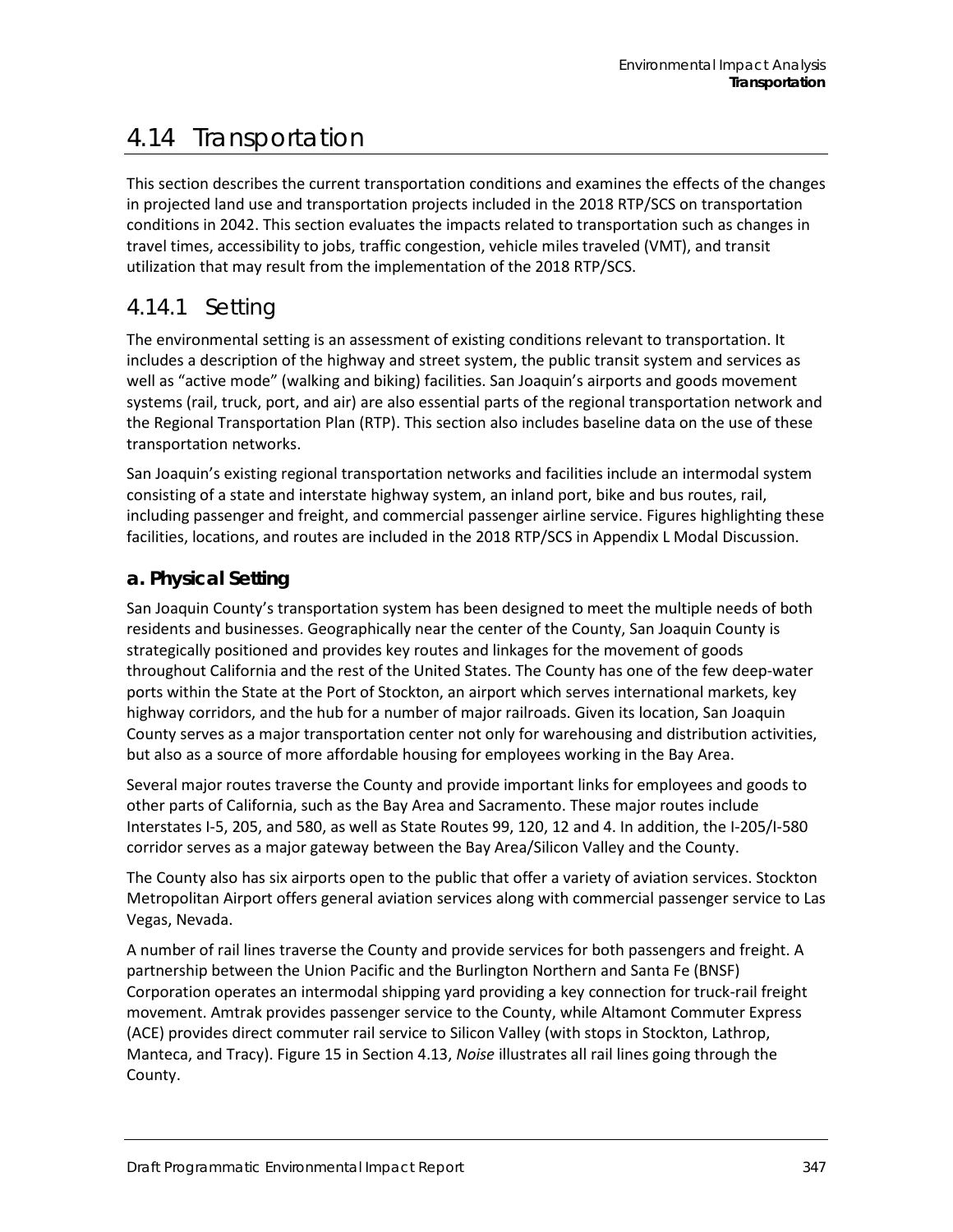# 4.14 Transportation

This section describes the current transportation conditions and examines the effects of the changes in projected land use and transportation projects included in the 2018 RTP/SCS on transportation conditions in 2042. This section evaluates the impacts related to transportation such as changes in travel times, accessibility to jobs, traffic congestion, vehicle miles traveled (VMT), and transit utilization that may result from the implementation of the 2018 RTP/SCS.

## 4.14.1 Setting

The environmental setting is an assessment of existing conditions relevant to transportation. It includes a description of the highway and street system, the public transit system and services as well as "active mode" (walking and biking) facilities. San Joaquin's airports and goods movement systems (rail, truck, port, and air) are also essential parts of the regional transportation network and the Regional Transportation Plan (RTP). This section also includes baseline data on the use of these transportation networks.

San Joaquin's existing regional transportation networks and facilities include an intermodal system consisting of a state and interstate highway system, an inland port, bike and bus routes, rail, including passenger and freight, and commercial passenger airline service. Figures highlighting these facilities, locations, and routes are included in the 2018 RTP/SCS in Appendix L Modal Discussion.

### a. Physical Setting

San Joaquin County's transportation system has been designed to meet the multiple needs of both residents and businesses. Geographically near the center of the County, San Joaquin County is strategically positioned and provides key routes and linkages for the movement of goods throughout California and the rest of the United States. The County has one of the few deep-water ports within the State at the Port of Stockton, an airport which serves international markets, key highway corridors, and the hub for a number of major railroads. Given its location, San Joaquin County serves as a major transportation center not only for warehousing and distribution activities, but also as a source of more affordable housing for employees working in the Bay Area.

Several major routes traverse the County and provide important links for employees and goods to other parts of California, such as the Bay Area and Sacramento. These major routes include Interstates I-5, 205, and 580, as well as State Routes 99, 120, 12 and 4. In addition, the I-205/I-580 corridor serves as a major gateway between the Bay Area/Silicon Valley and the County.

The County also has six airports open to the public that offer a variety of aviation services. Stockton Metropolitan Airport offers general aviation services along with commercial passenger service to Las Vegas, Nevada.

A number of rail lines traverse the County and provide services for both passengers and freight. A partnership between the Union Pacific and the Burlington Northern and Santa Fe (BNSF) Corporation operates an intermodal shipping yard providing a key connection for truck-rail freight movement. Amtrak provides passenger service to the County, while Altamont Commuter Express (ACE) provides direct commuter rail service to Silicon Valley (with stops in Stockton, Lathrop, Manteca, and Tracy). Figure 15 in Section 4.13, *Noise* illustrates all rail lines going through the County.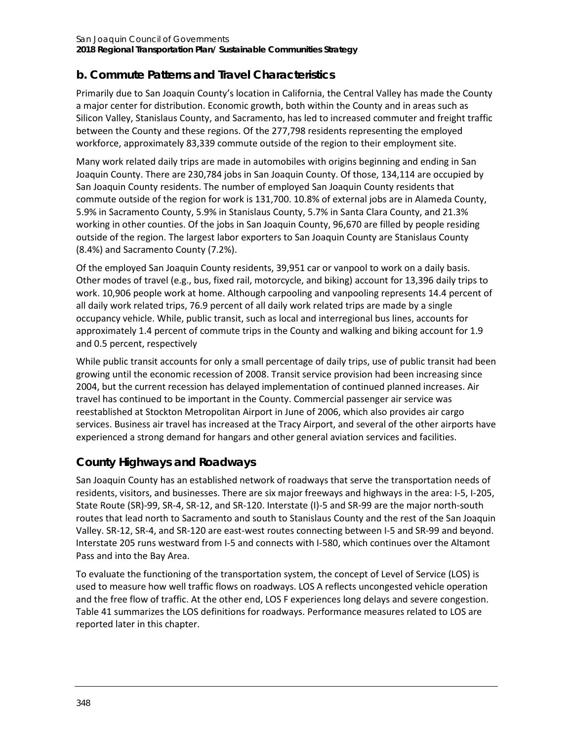## b. Commute Patterns and Travel Characteristics

Primarily due to San Joaquin County's location in California, the Central Valley has made the County a major center for distribution. Economic growth, both within the County and in areas such as Silicon Valley, Stanislaus County, and Sacramento, has led to increased commuter and freight traffic between the County and these regions. Of the 277,798 residents representing the employed workforce, approximately 83,339 commute outside of the region to their employment site.

Many work related daily trips are made in automobiles with origins beginning and ending in San Joaquin County. There are 230,784 jobs in San Joaquin County. Of those, 134,114 are occupied by San Joaquin County residents. The number of employed San Joaquin County residents that commute outside of the region for work is 131,700. 10.8% of external jobs are in Alameda County, 5.9% in Sacramento County, 5.9% in Stanislaus County, 5.7% in Santa Clara County, and 21.3% working in other counties. Of the jobs in San Joaquin County, 96,670 are filled by people residing outside of the region. The largest labor exporters to San Joaquin County are Stanislaus County (8.4%) and Sacramento County (7.2%).

Of the employed San Joaquin County residents, 39,951 car or vanpool to work on a daily basis. Other modes of travel (e.g., bus, fixed rail, motorcycle, and biking) account for 13,396 daily trips to work. 10,906 people work at home. Although carpooling and vanpooling represents 14.4 percent of all daily work related trips, 76.9 percent of all daily work related trips are made by a single occupancy vehicle. While, public transit, such as local and interregional bus lines, accounts for approximately 1.4 percent of commute trips in the County and walking and biking account for 1.9 and 0.5 percent, respectively

While public transit accounts for only a small percentage of daily trips, use of public transit had been growing until the economic recession of 2008. Transit service provision had been increasing since 2004, but the current recession has delayed implementation of continued planned increases. Air travel has continued to be important in the County. Commercial passenger air service was reestablished at Stockton Metropolitan Airport in June of 2006, which also provides air cargo services. Business air travel has increased at the Tracy Airport, and several of the other airports have experienced a strong demand for hangars and other general aviation services and facilities.

## County Highways and Roadways

San Joaquin County has an established network of roadways that serve the transportation needs of residents, visitors, and businesses. There are six major freeways and highways in the area: I-5, I-205, State Route (SR)-99, SR-4, SR-12, and SR-120. Interstate (I)-5 and SR-99 are the major north-south routes that lead north to Sacramento and south to Stanislaus County and the rest of the San Joaquin Valley. SR-12, SR-4, and SR-120 are east-west routes connecting between I-5 and SR-99 and beyond. Interstate 205 runs westward from I-5 and connects with I-580, which continues over the Altamont Pass and into the Bay Area.

To evaluate the functioning of the transportation system, the concept of Level of Service (LOS) is used to measure how well traffic flows on roadways. LOS A reflects uncongested vehicle operation and the free flow of traffic. At the other end, LOS F experiences long delays and severe congestion. Table 41 summarizes the LOS definitions for roadways. Performance measures related to LOS are reported later in this chapter.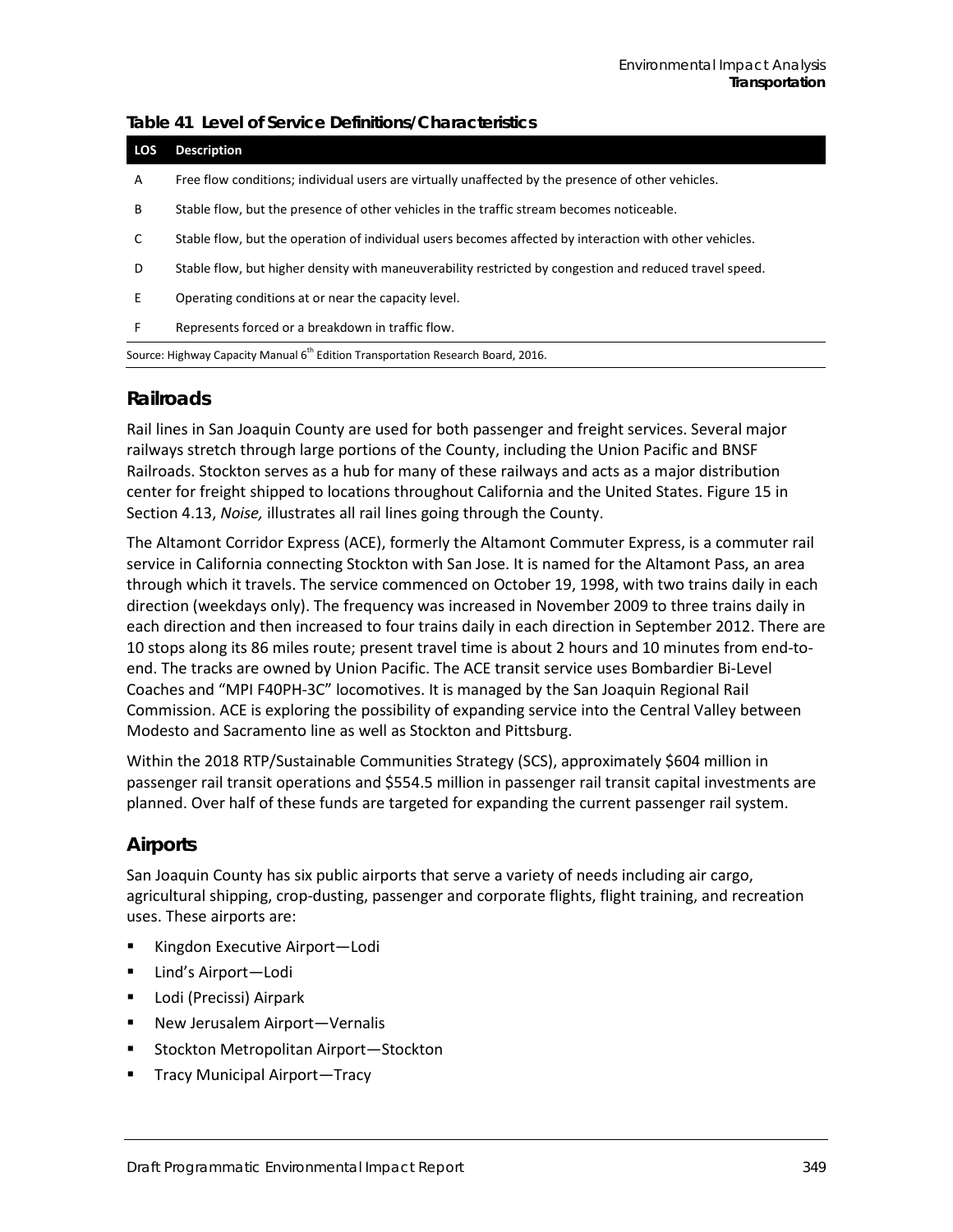**Table 41 Level of Service Definitions/Characteristics**

| LOS | Description |
|---|---|
| A | Free flow conditions; individual users are virtually unaffected by the presence of other vehicles. |
| B | Stable flow, but the presence of other vehicles in the traffic stream becomes noticeable. |
| C | Stable flow, but the operation of individual users becomes affected by interaction with other vehicles. |
| D | Stable flow, but higher density with maneuverability restricted by congestion and reduced travel speed. |
| E | Operating conditions at or near the capacity level. |
| F | Represents forced or a breakdown in traffic flow. |

Source: Highway Capacity Manual 6th Edition Transportation Research Board, 2016.

## Railroads

Rail lines in San Joaquin County are used for both passenger and freight services. Several major railways stretch through large portions of the County, including the Union Pacific and BNSF Railroads. Stockton serves as a hub for many of these railways and acts as a major distribution center for freight shipped to locations throughout California and the United States. Figure 15 in Section 4.13, *Noise,* illustrates all rail lines going through the County.

The Altamont Corridor Express (ACE), formerly the Altamont Commuter Express, is a commuter rail service in California connecting Stockton with San Jose. It is named for the Altamont Pass, an area through which it travels. The service commenced on October 19, 1998, with two trains daily in each direction (weekdays only). The frequency was increased in November 2009 to three trains daily in each direction and then increased to four trains daily in each direction in September 2012. There are 10 stops along its 86 miles route; present travel time is about 2 hours and 10 minutes from end-to-end. The tracks are owned by Union Pacific. The ACE transit service uses Bombardier Bi-Level Coaches and "MPI F40PH-3C" locomotives. It is managed by the San Joaquin Regional Rail Commission. ACE is exploring the possibility of expanding service into the Central Valley between Modesto and Sacramento line as well as Stockton and Pittsburg.

Within the 2018 RTP/Sustainable Communities Strategy (SCS), approximately $604 million in passenger rail transit operations and $554.5 million in passenger rail transit capital investments are planned. Over half of these funds are targeted for expanding the current passenger rail system.

## Airports

San Joaquin County has six public airports that serve a variety of needs including air cargo, agricultural shipping, crop-dusting, passenger and corporate flights, flight training, and recreation uses. These airports are:

- Kingdon Executive Airport—Lodi
- Lind's Airport—Lodi
- Lodi (Precissi) Airpark
- New Jerusalem Airport—Vernalis
- Stockton Metropolitan Airport—Stockton
- Tracy Municipal Airport—Tracy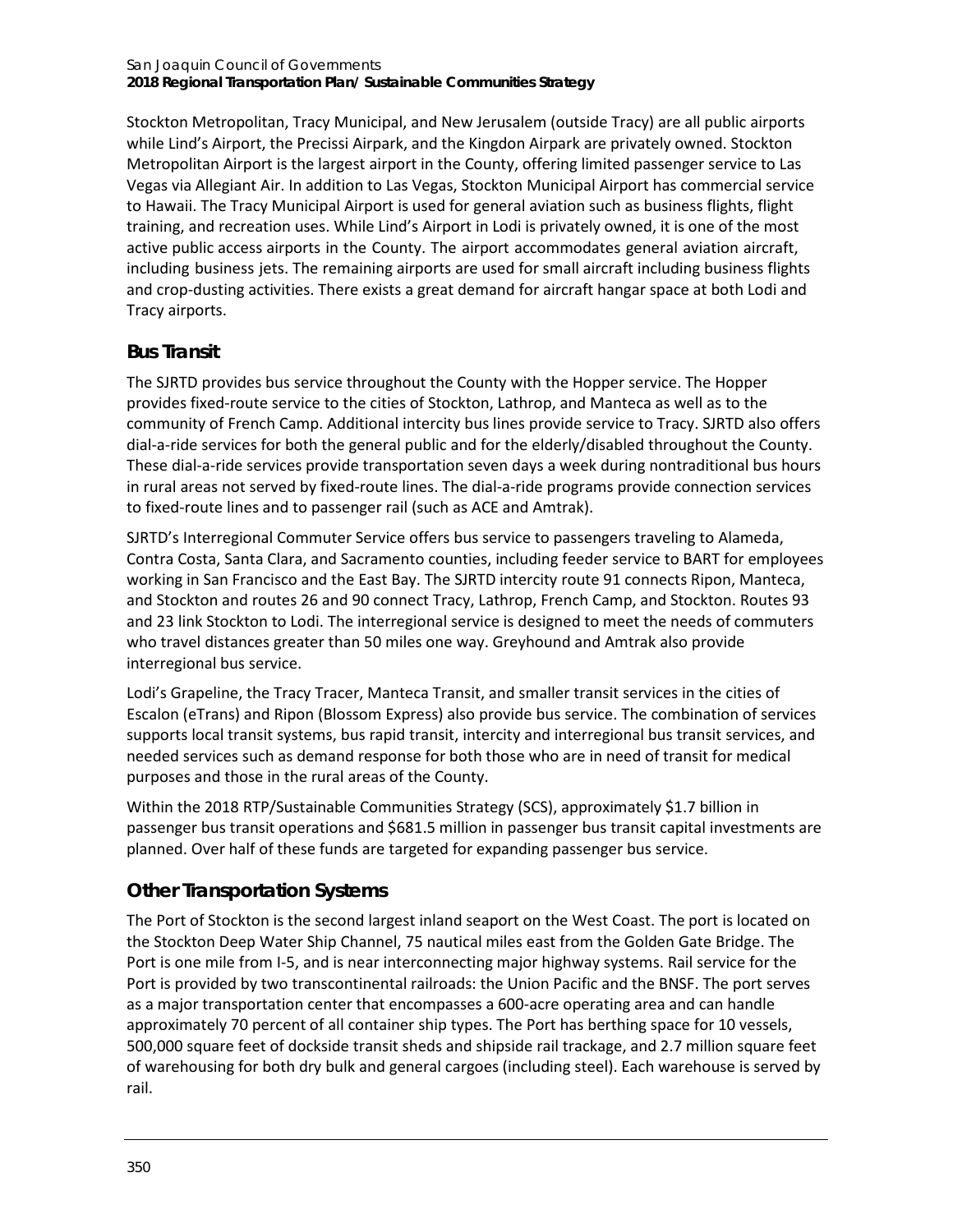Stockton Metropolitan, Tracy Municipal, and New Jerusalem (outside Tracy) are all public airports while Lind's Airport, the Precissi Airpark, and the Kingdon Airpark are privately owned. Stockton Metropolitan Airport is the largest airport in the County, offering limited passenger service to Las Vegas via Allegiant Air. In addition to Las Vegas, Stockton Municipal Airport has commercial service to Hawaii. The Tracy Municipal Airport is used for general aviation such as business flights, flight training, and recreation uses. While Lind's Airport in Lodi is privately owned, it is one of the most active public access airports in the County. The airport accommodates general aviation aircraft, including business jets. The remaining airports are used for small aircraft including business flights and crop-dusting activities. There exists a great demand for aircraft hangar space at both Lodi and Tracy airports.

## Bus Transit

The SJRTD provides bus service throughout the County with the Hopper service. The Hopper provides fixed-route service to the cities of Stockton, Lathrop, and Manteca as well as to the community of French Camp. Additional intercity bus lines provide service to Tracy. SJRTD also offers dial-a-ride services for both the general public and for the elderly/disabled throughout the County. These dial-a-ride services provide transportation seven days a week during nontraditional bus hours in rural areas not served by fixed-route lines. The dial-a-ride programs provide connection services to fixed-route lines and to passenger rail (such as ACE and Amtrak).

SJRTD's Interregional Commuter Service offers bus service to passengers traveling to Alameda, Contra Costa, Santa Clara, and Sacramento counties, including feeder service to BART for employees working in San Francisco and the East Bay. The SJRTD intercity route 91 connects Ripon, Manteca, and Stockton and routes 26 and 90 connect Tracy, Lathrop, French Camp, and Stockton. Routes 93 and 23 link Stockton to Lodi. The interregional service is designed to meet the needs of commuters who travel distances greater than 50 miles one way. Greyhound and Amtrak also provide interregional bus service.

Lodi's Grapeline, the Tracy Tracer, Manteca Transit, and smaller transit services in the cities of Escalon (eTrans) and Ripon (Blossom Express) also provide bus service. The combination of services supports local transit systems, bus rapid transit, intercity and interregional bus transit services, and needed services such as demand response for both those who are in need of transit for medical purposes and those in the rural areas of the County.

Within the 2018 RTP/Sustainable Communities Strategy (SCS), approximately $1.7 billion in passenger bus transit operations and $681.5 million in passenger bus transit capital investments are planned. Over half of these funds are targeted for expanding passenger bus service.

## Other Transportation Systems

The Port of Stockton is the second largest inland seaport on the West Coast. The port is located on the Stockton Deep Water Ship Channel, 75 nautical miles east from the Golden Gate Bridge. The Port is one mile from I-5, and is near interconnecting major highway systems. Rail service for the Port is provided by two transcontinental railroads: the Union Pacific and the BNSF. The port serves as a major transportation center that encompasses a 600-acre operating area and can handle approximately 70 percent of all container ship types. The Port has berthing space for 10 vessels, 500,000 square feet of dockside transit sheds and shipside rail trackage, and 2.7 million square feet of warehousing for both dry bulk and general cargoes (including steel). Each warehouse is served by rail.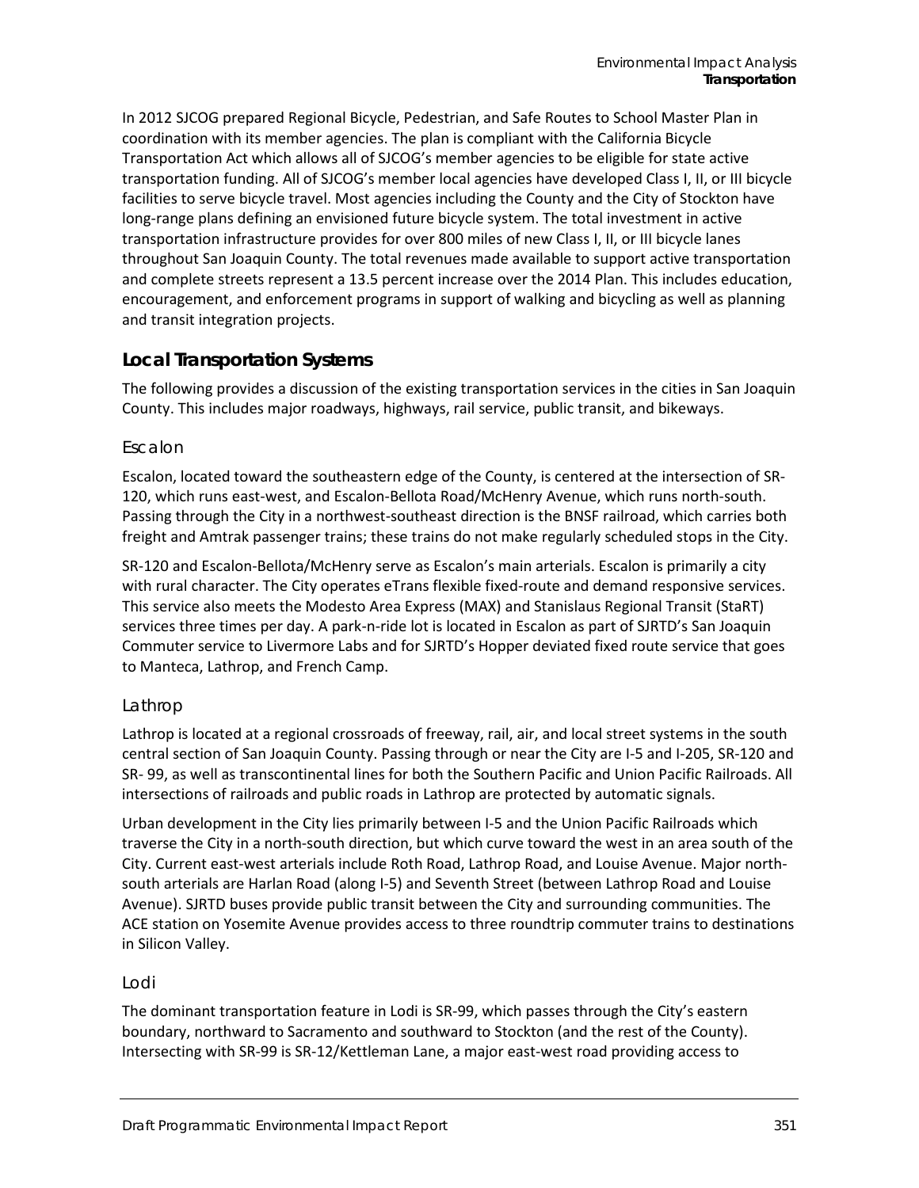In 2012 SJCOG prepared Regional Bicycle, Pedestrian, and Safe Routes to School Master Plan in coordination with its member agencies. The plan is compliant with the California Bicycle Transportation Act which allows all of SJCOG's member agencies to be eligible for state active transportation funding. All of SJCOG's member local agencies have developed Class I, II, or III bicycle facilities to serve bicycle travel. Most agencies including the County and the City of Stockton have long-range plans defining an envisioned future bicycle system. The total investment in active transportation infrastructure provides for over 800 miles of new Class I, II, or III bicycle lanes throughout San Joaquin County. The total revenues made available to support active transportation and complete streets represent a 13.5 percent increase over the 2014 Plan. This includes education, encouragement, and enforcement programs in support of walking and bicycling as well as planning and transit integration projects.

## Local Transportation Systems

The following provides a discussion of the existing transportation services in the cities in San Joaquin County. This includes major roadways, highways, rail service, public transit, and bikeways.

### Escalon

Escalon, located toward the southeastern edge of the County, is centered at the intersection of SR-120, which runs east-west, and Escalon-Bellota Road/McHenry Avenue, which runs north-south. Passing through the City in a northwest-southeast direction is the BNSF railroad, which carries both freight and Amtrak passenger trains; these trains do not make regularly scheduled stops in the City.

SR-120 and Escalon-Bellota/McHenry serve as Escalon's main arterials. Escalon is primarily a city with rural character. The City operates eTrans flexible fixed-route and demand responsive services. This service also meets the Modesto Area Express (MAX) and Stanislaus Regional Transit (StaRT) services three times per day. A park-n-ride lot is located in Escalon as part of SJRTD's San Joaquin Commuter service to Livermore Labs and for SJRTD's Hopper deviated fixed route service that goes to Manteca, Lathrop, and French Camp.

### Lathrop

Lathrop is located at a regional crossroads of freeway, rail, air, and local street systems in the south central section of San Joaquin County. Passing through or near the City are I-5 and I-205, SR-120 and SR- 99, as well as transcontinental lines for both the Southern Pacific and Union Pacific Railroads. All intersections of railroads and public roads in Lathrop are protected by automatic signals.

Urban development in the City lies primarily between I-5 and the Union Pacific Railroads which traverse the City in a north-south direction, but which curve toward the west in an area south of the City. Current east-west arterials include Roth Road, Lathrop Road, and Louise Avenue. Major north-south arterials are Harlan Road (along I-5) and Seventh Street (between Lathrop Road and Louise Avenue). SJRTD buses provide public transit between the City and surrounding communities. The ACE station on Yosemite Avenue provides access to three roundtrip commuter trains to destinations in Silicon Valley.

### Lodi

The dominant transportation feature in Lodi is SR-99, which passes through the City's eastern boundary, northward to Sacramento and southward to Stockton (and the rest of the County). Intersecting with SR-99 is SR-12/Kettleman Lane, a major east-west road providing access to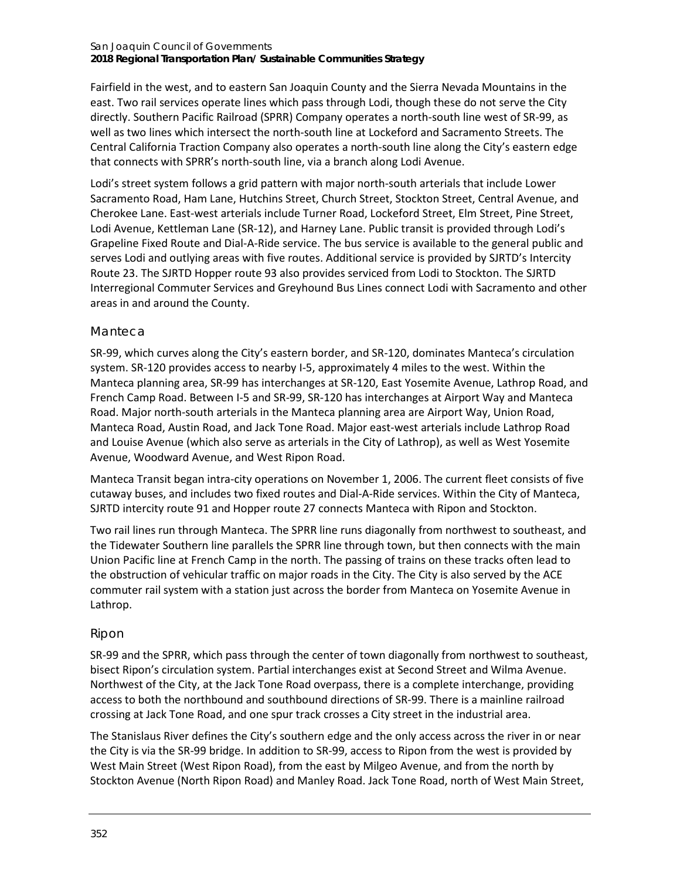Fairfield in the west, and to eastern San Joaquin County and the Sierra Nevada Mountains in the east. Two rail services operate lines which pass through Lodi, though these do not serve the City directly. Southern Pacific Railroad (SPRR) Company operates a north-south line west of SR-99, as well as two lines which intersect the north-south line at Lockeford and Sacramento Streets. The Central California Traction Company also operates a north-south line along the City's eastern edge that connects with SPRR's north-south line, via a branch along Lodi Avenue.

Lodi's street system follows a grid pattern with major north-south arterials that include Lower Sacramento Road, Ham Lane, Hutchins Street, Church Street, Stockton Street, Central Avenue, and Cherokee Lane. East-west arterials include Turner Road, Lockeford Street, Elm Street, Pine Street, Lodi Avenue, Kettleman Lane (SR-12), and Harney Lane. Public transit is provided through Lodi's Grapeline Fixed Route and Dial-A-Ride service. The bus service is available to the general public and serves Lodi and outlying areas with five routes. Additional service is provided by SJRTD's Intercity Route 23. The SJRTD Hopper route 93 also provides serviced from Lodi to Stockton. The SJRTD Interregional Commuter Services and Greyhound Bus Lines connect Lodi with Sacramento and other areas in and around the County.

### Manteca

SR-99, which curves along the City's eastern border, and SR-120, dominates Manteca's circulation system. SR-120 provides access to nearby I-5, approximately 4 miles to the west. Within the Manteca planning area, SR-99 has interchanges at SR-120, East Yosemite Avenue, Lathrop Road, and French Camp Road. Between I-5 and SR-99, SR-120 has interchanges at Airport Way and Manteca Road. Major north-south arterials in the Manteca planning area are Airport Way, Union Road, Manteca Road, Austin Road, and Jack Tone Road. Major east-west arterials include Lathrop Road and Louise Avenue (which also serve as arterials in the City of Lathrop), as well as West Yosemite Avenue, Woodward Avenue, and West Ripon Road.

Manteca Transit began intra-city operations on November 1, 2006. The current fleet consists of five cutaway buses, and includes two fixed routes and Dial-A-Ride services. Within the City of Manteca, SJRTD intercity route 91 and Hopper route 27 connects Manteca with Ripon and Stockton.

Two rail lines run through Manteca. The SPRR line runs diagonally from northwest to southeast, and the Tidewater Southern line parallels the SPRR line through town, but then connects with the main Union Pacific line at French Camp in the north. The passing of trains on these tracks often lead to the obstruction of vehicular traffic on major roads in the City. The City is also served by the ACE commuter rail system with a station just across the border from Manteca on Yosemite Avenue in Lathrop.

### Ripon

SR-99 and the SPRR, which pass through the center of town diagonally from northwest to southeast, bisect Ripon's circulation system. Partial interchanges exist at Second Street and Wilma Avenue. Northwest of the City, at the Jack Tone Road overpass, there is a complete interchange, providing access to both the northbound and southbound directions of SR-99. There is a mainline railroad crossing at Jack Tone Road, and one spur track crosses a City street in the industrial area.

The Stanislaus River defines the City's southern edge and the only access across the river in or near the City is via the SR-99 bridge. In addition to SR-99, access to Ripon from the west is provided by West Main Street (West Ripon Road), from the east by Milgeo Avenue, and from the north by Stockton Avenue (North Ripon Road) and Manley Road. Jack Tone Road, north of West Main Street,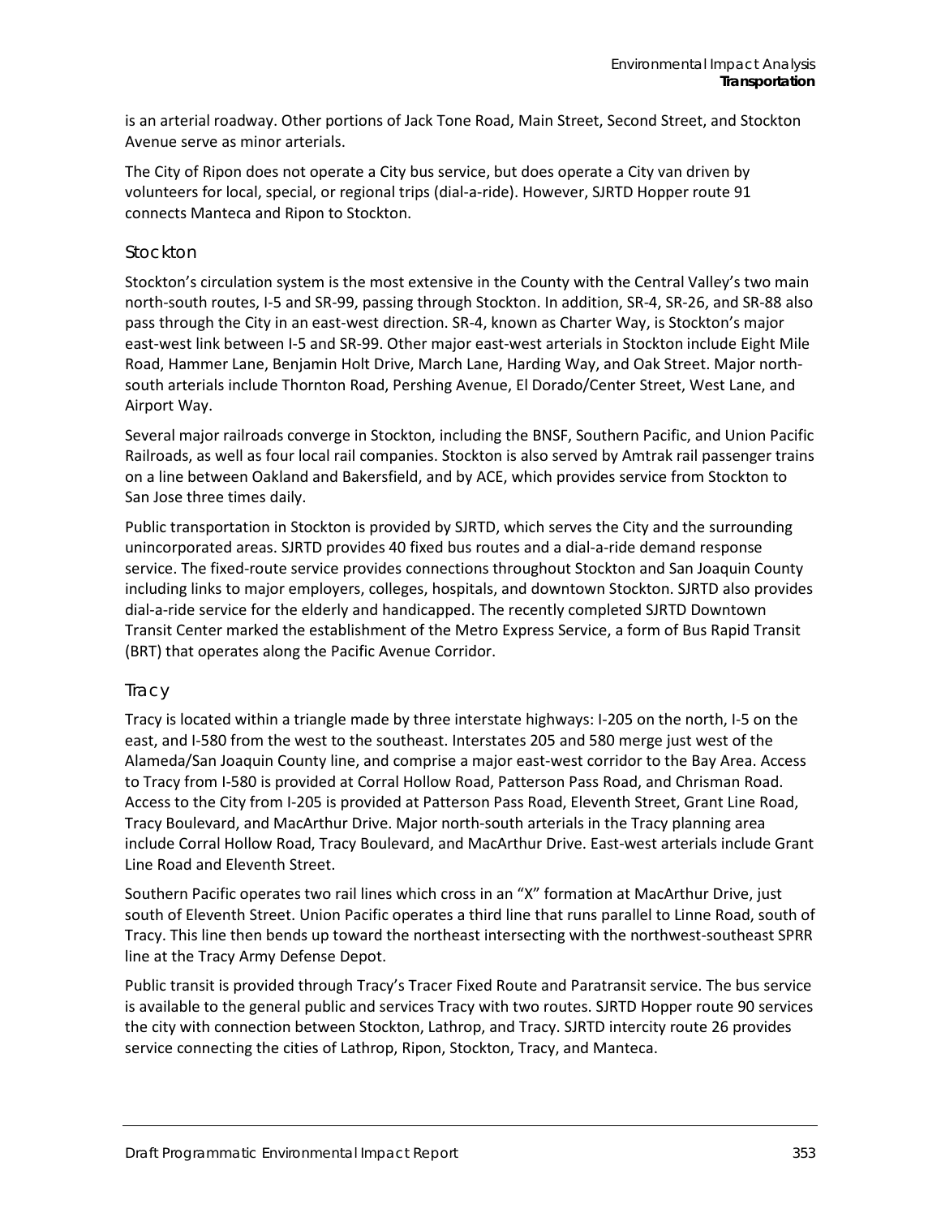is an arterial roadway. Other portions of Jack Tone Road, Main Street, Second Street, and Stockton Avenue serve as minor arterials.

The City of Ripon does not operate a City bus service, but does operate a City van driven by volunteers for local, special, or regional trips (dial-a-ride). However, SJRTD Hopper route 91 connects Manteca and Ripon to Stockton.

### Stockton

Stockton's circulation system is the most extensive in the County with the Central Valley's two main north-south routes, I-5 and SR-99, passing through Stockton. In addition, SR-4, SR-26, and SR-88 also pass through the City in an east-west direction. SR-4, known as Charter Way, is Stockton's major east-west link between I-5 and SR-99. Other major east-west arterials in Stockton include Eight Mile Road, Hammer Lane, Benjamin Holt Drive, March Lane, Harding Way, and Oak Street. Major north-south arterials include Thornton Road, Pershing Avenue, El Dorado/Center Street, West Lane, and Airport Way.

Several major railroads converge in Stockton, including the BNSF, Southern Pacific, and Union Pacific Railroads, as well as four local rail companies. Stockton is also served by Amtrak rail passenger trains on a line between Oakland and Bakersfield, and by ACE, which provides service from Stockton to San Jose three times daily.

Public transportation in Stockton is provided by SJRTD, which serves the City and the surrounding unincorporated areas. SJRTD provides 40 fixed bus routes and a dial-a-ride demand response service. The fixed-route service provides connections throughout Stockton and San Joaquin County including links to major employers, colleges, hospitals, and downtown Stockton. SJRTD also provides dial-a-ride service for the elderly and handicapped. The recently completed SJRTD Downtown Transit Center marked the establishment of the Metro Express Service, a form of Bus Rapid Transit (BRT) that operates along the Pacific Avenue Corridor.

### Tracy

Tracy is located within a triangle made by three interstate highways: I-205 on the north, I-5 on the east, and I-580 from the west to the southeast. Interstates 205 and 580 merge just west of the Alameda/San Joaquin County line, and comprise a major east-west corridor to the Bay Area. Access to Tracy from I-580 is provided at Corral Hollow Road, Patterson Pass Road, and Chrisman Road. Access to the City from I-205 is provided at Patterson Pass Road, Eleventh Street, Grant Line Road, Tracy Boulevard, and MacArthur Drive. Major north-south arterials in the Tracy planning area include Corral Hollow Road, Tracy Boulevard, and MacArthur Drive. East-west arterials include Grant Line Road and Eleventh Street.

Southern Pacific operates two rail lines which cross in an "X" formation at MacArthur Drive, just south of Eleventh Street. Union Pacific operates a third line that runs parallel to Linne Road, south of Tracy. This line then bends up toward the northeast intersecting with the northwest-southeast SPRR line at the Tracy Army Defense Depot.

Public transit is provided through Tracy's Tracer Fixed Route and Paratransit service. The bus service is available to the general public and services Tracy with two routes. SJRTD Hopper route 90 services the city with connection between Stockton, Lathrop, and Tracy. SJRTD intercity route 26 provides service connecting the cities of Lathrop, Ripon, Stockton, Tracy, and Manteca.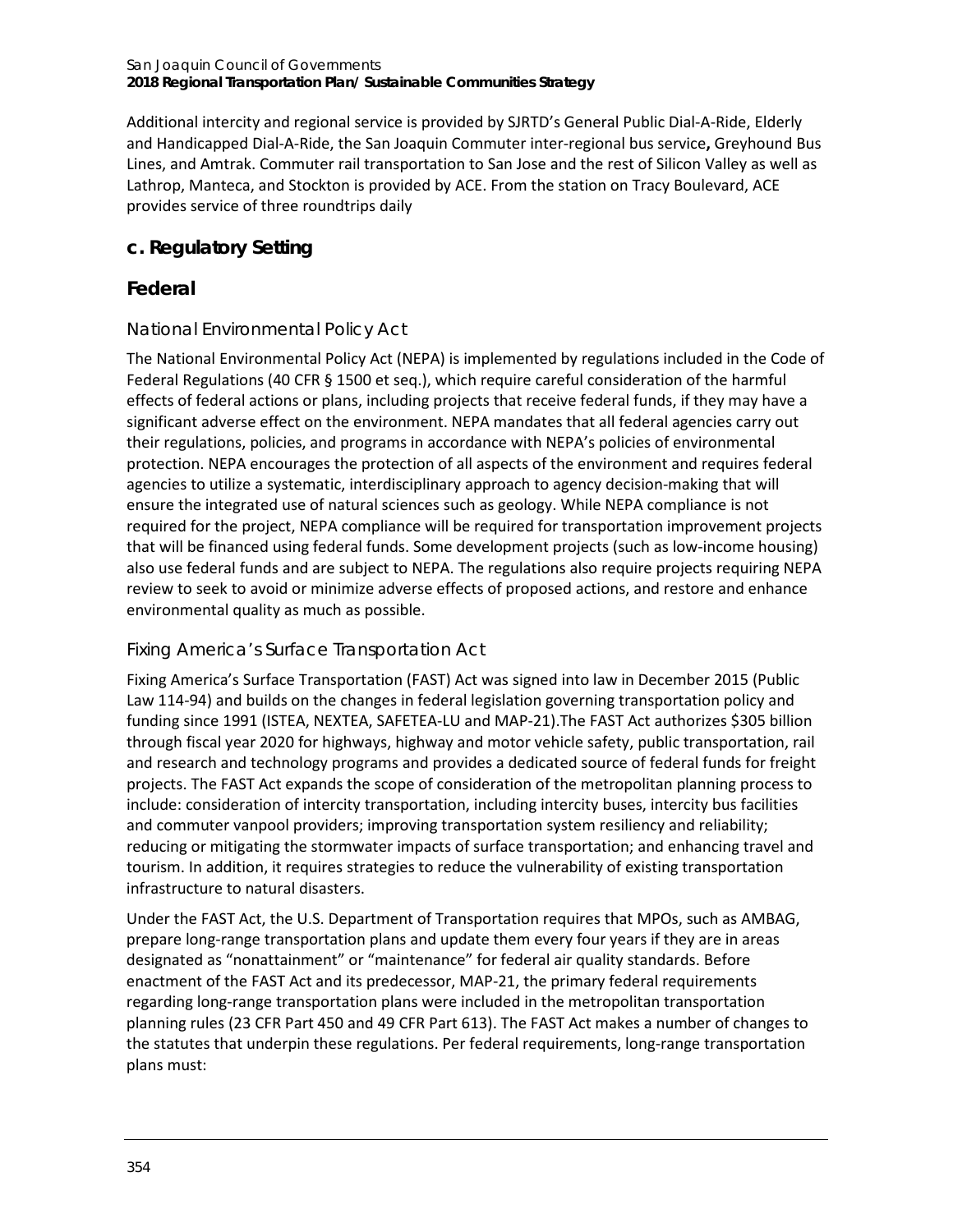Additional intercity and regional service is provided by SJRTD's General Public Dial-A-Ride, Elderly and Handicapped Dial-A-Ride, the San Joaquin Commuter inter-regional bus service**,** Greyhound Bus Lines, and Amtrak. Commuter rail transportation to San Jose and the rest of Silicon Valley as well as Lathrop, Manteca, and Stockton is provided by ACE. From the station on Tracy Boulevard, ACE provides service of three roundtrips daily

## c. Regulatory Setting

## Federal

### National Environmental Policy Act

The National Environmental Policy Act (NEPA) is implemented by regulations included in the Code of Federal Regulations (40 CFR § 1500 et seq.), which require careful consideration of the harmful effects of federal actions or plans, including projects that receive federal funds, if they may have a significant adverse effect on the environment. NEPA mandates that all federal agencies carry out their regulations, policies, and programs in accordance with NEPA's policies of environmental protection. NEPA encourages the protection of all aspects of the environment and requires federal agencies to utilize a systematic, interdisciplinary approach to agency decision-making that will ensure the integrated use of natural sciences such as geology. While NEPA compliance is not required for the project, NEPA compliance will be required for transportation improvement projects that will be financed using federal funds. Some development projects (such as low-income housing) also use federal funds and are subject to NEPA. The regulations also require projects requiring NEPA review to seek to avoid or minimize adverse effects of proposed actions, and restore and enhance environmental quality as much as possible.

### Fixing America's Surface Transportation Act

Fixing America's Surface Transportation (FAST) Act was signed into law in December 2015 (Public Law 114-94) and builds on the changes in federal legislation governing transportation policy and funding since 1991 (ISTEA, NEXTEA, SAFETEA-LU and MAP-21).The FAST Act authorizes $305 billion through fiscal year 2020 for highways, highway and motor vehicle safety, public transportation, rail and research and technology programs and provides a dedicated source of federal funds for freight projects. The FAST Act expands the scope of consideration of the metropolitan planning process to include: consideration of intercity transportation, including intercity buses, intercity bus facilities and commuter vanpool providers; improving transportation system resiliency and reliability; reducing or mitigating the stormwater impacts of surface transportation; and enhancing travel and tourism. In addition, it requires strategies to reduce the vulnerability of existing transportation infrastructure to natural disasters.

Under the FAST Act, the U.S. Department of Transportation requires that MPOs, such as AMBAG, prepare long-range transportation plans and update them every four years if they are in areas designated as "nonattainment" or "maintenance" for federal air quality standards. Before enactment of the FAST Act and its predecessor, MAP-21, the primary federal requirements regarding long-range transportation plans were included in the metropolitan transportation planning rules (23 CFR Part 450 and 49 CFR Part 613). The FAST Act makes a number of changes to the statutes that underpin these regulations. Per federal requirements, long-range transportation plans must: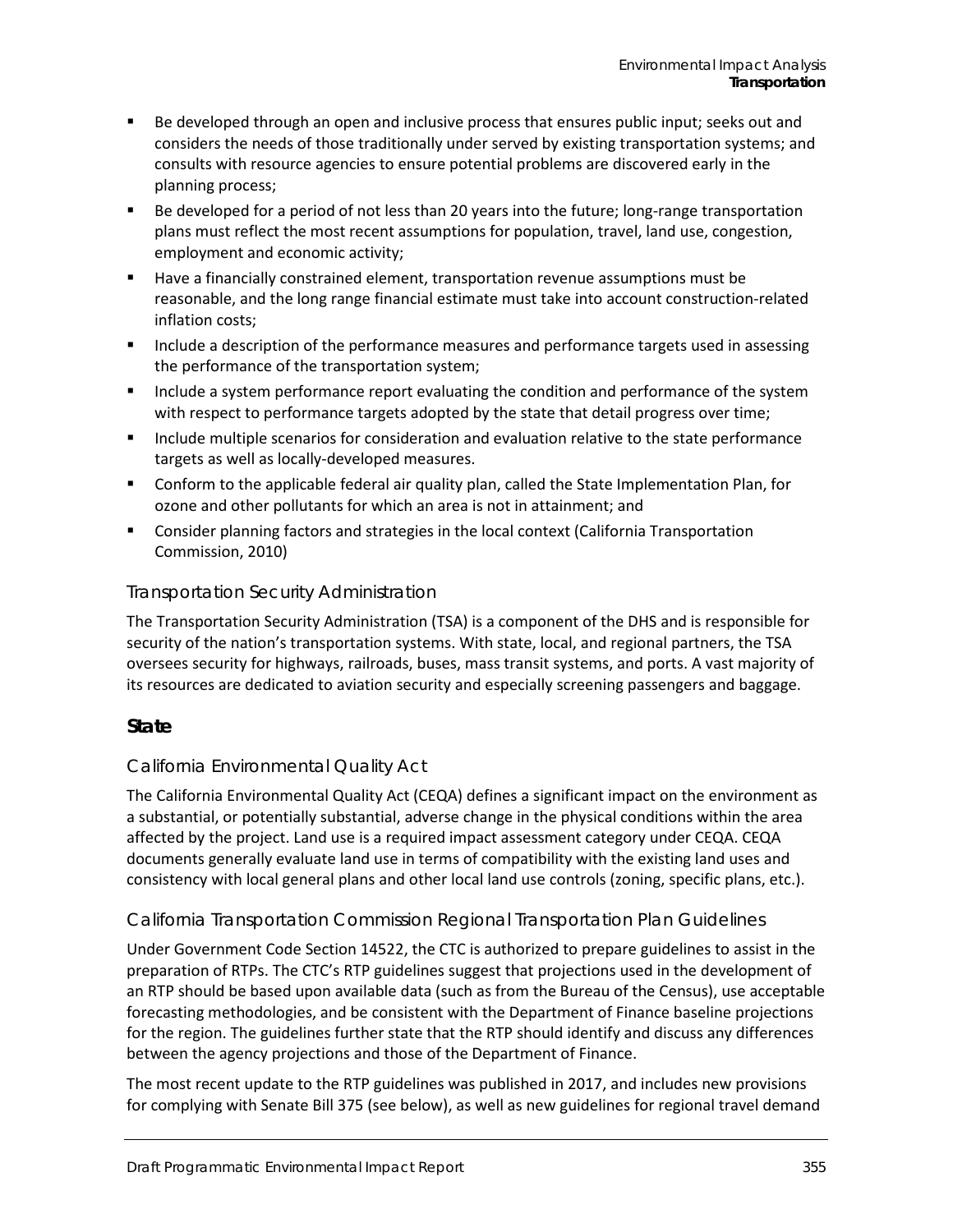- Be developed through an open and inclusive process that ensures public input; seeks out and considers the needs of those traditionally under served by existing transportation systems; and consults with resource agencies to ensure potential problems are discovered early in the planning process;
- Be developed for a period of not less than 20 years into the future; long-range transportation plans must reflect the most recent assumptions for population, travel, land use, congestion, employment and economic activity;
- Have a financially constrained element, transportation revenue assumptions must be reasonable, and the long range financial estimate must take into account construction-related inflation costs;
- Include a description of the performance measures and performance targets used in assessing the performance of the transportation system;
- Include a system performance report evaluating the condition and performance of the system with respect to performance targets adopted by the state that detail progress over time;
- Include multiple scenarios for consideration and evaluation relative to the state performance targets as well as locally-developed measures.
- Conform to the applicable federal air quality plan, called the State Implementation Plan, for ozone and other pollutants for which an area is not in attainment; and
- Consider planning factors and strategies in the local context (California Transportation Commission, 2010)

### Transportation Security Administration

The Transportation Security Administration (TSA) is a component of the DHS and is responsible for security of the nation's transportation systems. With state, local, and regional partners, the TSA oversees security for highways, railroads, buses, mass transit systems, and ports. A vast majority of its resources are dedicated to aviation security and especially screening passengers and baggage.

## State

### California Environmental Quality Act

The California Environmental Quality Act (CEQA) defines a significant impact on the environment as a substantial, or potentially substantial, adverse change in the physical conditions within the area affected by the project. Land use is a required impact assessment category under CEQA. CEQA documents generally evaluate land use in terms of compatibility with the existing land uses and consistency with local general plans and other local land use controls (zoning, specific plans, etc.).

### California Transportation Commission Regional Transportation Plan Guidelines

Under Government Code Section 14522, the CTC is authorized to prepare guidelines to assist in the preparation of RTPs. The CTC's RTP guidelines suggest that projections used in the development of an RTP should be based upon available data (such as from the Bureau of the Census), use acceptable forecasting methodologies, and be consistent with the Department of Finance baseline projections for the region. The guidelines further state that the RTP should identify and discuss any differences between the agency projections and those of the Department of Finance.

The most recent update to the RTP guidelines was published in 2017, and includes new provisions for complying with Senate Bill 375 (see below), as well as new guidelines for regional travel demand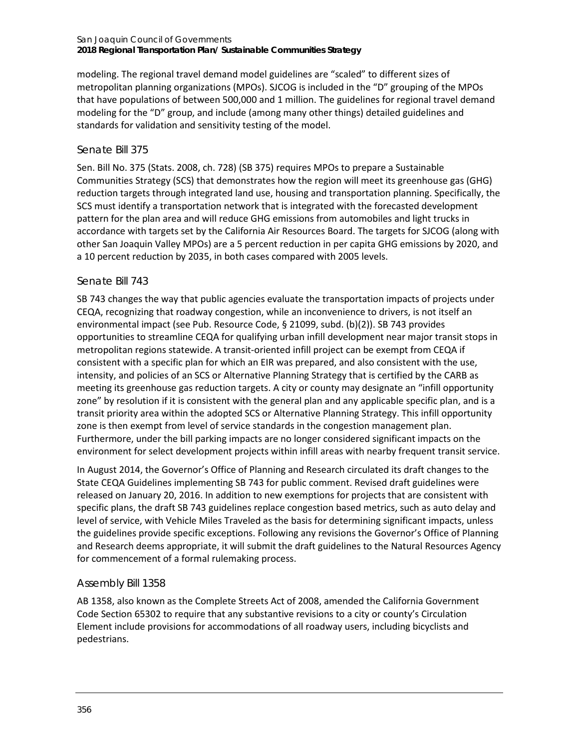modeling. The regional travel demand model guidelines are "scaled" to different sizes of metropolitan planning organizations (MPOs). SJCOG is included in the "D" grouping of the MPOs that have populations of between 500,000 and 1 million. The guidelines for regional travel demand modeling for the "D" group, and include (among many other things) detailed guidelines and standards for validation and sensitivity testing of the model.

### Senate Bill 375

Sen. Bill No. 375 (Stats. 2008, ch. 728) (SB 375) requires MPOs to prepare a Sustainable Communities Strategy (SCS) that demonstrates how the region will meet its greenhouse gas (GHG) reduction targets through integrated land use, housing and transportation planning. Specifically, the SCS must identify a transportation network that is integrated with the forecasted development pattern for the plan area and will reduce GHG emissions from automobiles and light trucks in accordance with targets set by the California Air Resources Board. The targets for SJCOG (along with other San Joaquin Valley MPOs) are a 5 percent reduction in per capita GHG emissions by 2020, and a 10 percent reduction by 2035, in both cases compared with 2005 levels.

### Senate Bill 743

SB 743 changes the way that public agencies evaluate the transportation impacts of projects under CEQA, recognizing that roadway congestion, while an inconvenience to drivers, is not itself an environmental impact (see Pub. Resource Code, § 21099, subd. (b)(2)). SB 743 provides opportunities to streamline CEQA for qualifying urban infill development near major transit stops in metropolitan regions statewide. A transit-oriented infill project can be exempt from CEQA if consistent with a specific plan for which an EIR was prepared, and also consistent with the use, intensity, and policies of an SCS or Alternative Planning Strategy that is certified by the CARB as meeting its greenhouse gas reduction targets. A city or county may designate an "infill opportunity zone" by resolution if it is consistent with the general plan and any applicable specific plan, and is a transit priority area within the adopted SCS or Alternative Planning Strategy. This infill opportunity zone is then exempt from level of service standards in the congestion management plan. Furthermore, under the bill parking impacts are no longer considered significant impacts on the environment for select development projects within infill areas with nearby frequent transit service.

In August 2014, the Governor's Office of Planning and Research circulated its draft changes to the State CEQA Guidelines implementing SB 743 for public comment. Revised draft guidelines were released on January 20, 2016. In addition to new exemptions for projects that are consistent with specific plans, the draft SB 743 guidelines replace congestion based metrics, such as auto delay and level of service, with Vehicle Miles Traveled as the basis for determining significant impacts, unless the guidelines provide specific exceptions. Following any revisions the Governor's Office of Planning and Research deems appropriate, it will submit the draft guidelines to the Natural Resources Agency for commencement of a formal rulemaking process.

### Assembly Bill 1358

AB 1358, also known as the Complete Streets Act of 2008, amended the California Government Code Section 65302 to require that any substantive revisions to a city or county's Circulation Element include provisions for accommodations of all roadway users, including bicyclists and pedestrians.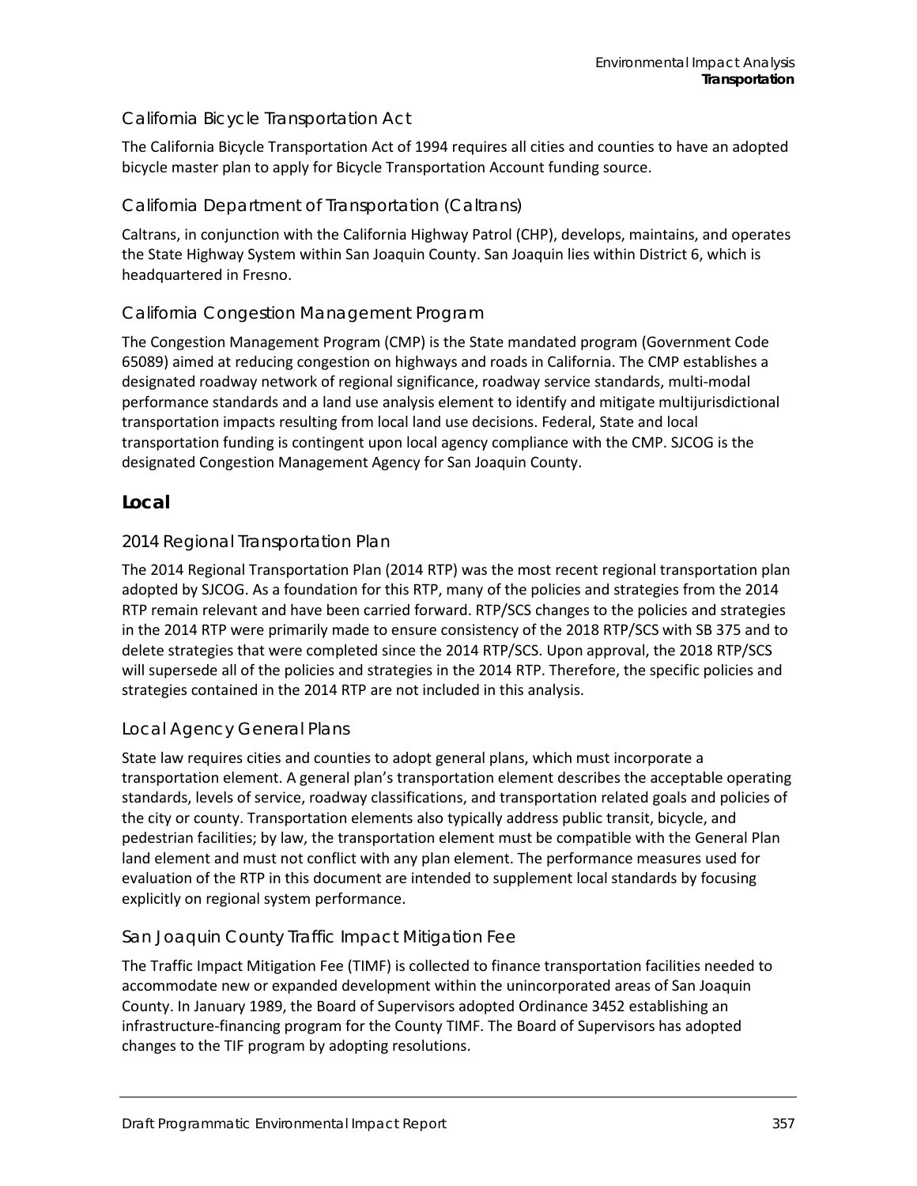### California Bicycle Transportation Act

The California Bicycle Transportation Act of 1994 requires all cities and counties to have an adopted bicycle master plan to apply for Bicycle Transportation Account funding source.

### California Department of Transportation (Caltrans)

Caltrans, in conjunction with the California Highway Patrol (CHP), develops, maintains, and operates the State Highway System within San Joaquin County. San Joaquin lies within District 6, which is headquartered in Fresno.

### California Congestion Management Program

The Congestion Management Program (CMP) is the State mandated program (Government Code 65089) aimed at reducing congestion on highways and roads in California. The CMP establishes a designated roadway network of regional significance, roadway service standards, multi-modal performance standards and a land use analysis element to identify and mitigate multijurisdictional transportation impacts resulting from local land use decisions. Federal, State and local transportation funding is contingent upon local agency compliance with the CMP. SJCOG is the designated Congestion Management Agency for San Joaquin County.

## Local

### 2014 Regional Transportation Plan

The 2014 Regional Transportation Plan (2014 RTP) was the most recent regional transportation plan adopted by SJCOG. As a foundation for this RTP, many of the policies and strategies from the 2014 RTP remain relevant and have been carried forward. RTP/SCS changes to the policies and strategies in the 2014 RTP were primarily made to ensure consistency of the 2018 RTP/SCS with SB 375 and to delete strategies that were completed since the 2014 RTP/SCS. Upon approval, the 2018 RTP/SCS will supersede all of the policies and strategies in the 2014 RTP. Therefore, the specific policies and strategies contained in the 2014 RTP are not included in this analysis.

### Local Agency General Plans

State law requires cities and counties to adopt general plans, which must incorporate a transportation element. A general plan's transportation element describes the acceptable operating standards, levels of service, roadway classifications, and transportation related goals and policies of the city or county. Transportation elements also typically address public transit, bicycle, and pedestrian facilities; by law, the transportation element must be compatible with the General Plan land element and must not conflict with any plan element. The performance measures used for evaluation of the RTP in this document are intended to supplement local standards by focusing explicitly on regional system performance.

### San Joaquin County Traffic Impact Mitigation Fee

The Traffic Impact Mitigation Fee (TIMF) is collected to finance transportation facilities needed to accommodate new or expanded development within the unincorporated areas of San Joaquin County. In January 1989, the Board of Supervisors adopted Ordinance 3452 establishing an infrastructure-financing program for the County TIMF. The Board of Supervisors has adopted changes to the TIF program by adopting resolutions.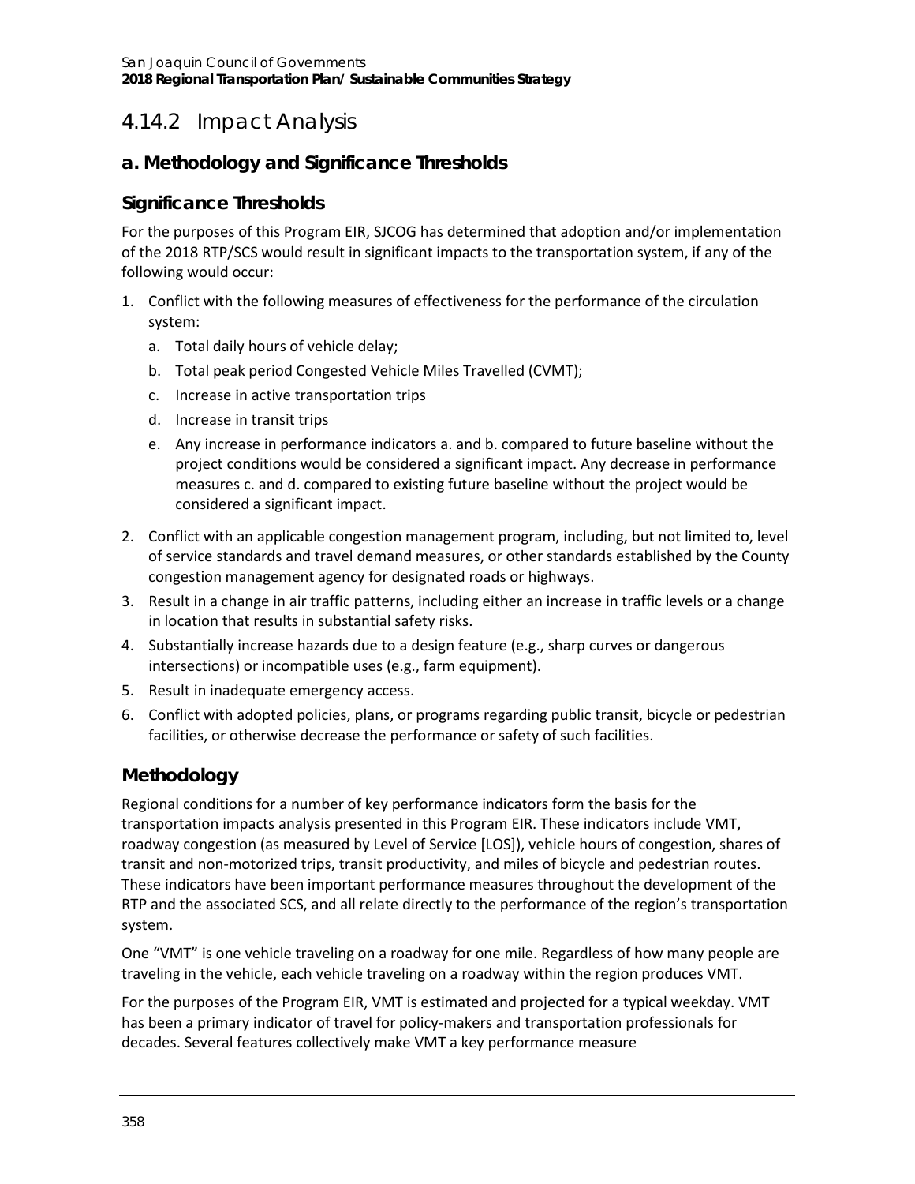## 4.14.2 Impact Analysis

### a. Methodology and Significance Thresholds

#### Significance Thresholds

For the purposes of this Program EIR, SJCOG has determined that adoption and/or implementation of the 2018 RTP/SCS would result in significant impacts to the transportation system, if any of the following would occur:

1. Conflict with the following measures of effectiveness for the performance of the circulation system:
   a. Total daily hours of vehicle delay;
   b. Total peak period Congested Vehicle Miles Travelled (CVMT);
   c. Increase in active transportation trips
   d. Increase in transit trips
   e. Any increase in performance indicators a. and b. compared to future baseline without the project conditions would be considered a significant impact. Any decrease in performance measures c. and d. compared to existing future baseline without the project would be considered a significant impact.
2. Conflict with an applicable congestion management program, including, but not limited to, level of service standards and travel demand measures, or other standards established by the County congestion management agency for designated roads or highways.
3. Result in a change in air traffic patterns, including either an increase in traffic levels or a change in location that results in substantial safety risks.
4. Substantially increase hazards due to a design feature (e.g., sharp curves or dangerous intersections) or incompatible uses (e.g., farm equipment).
5. Result in inadequate emergency access.
6. Conflict with adopted policies, plans, or programs regarding public transit, bicycle or pedestrian facilities, or otherwise decrease the performance or safety of such facilities.

#### Methodology

Regional conditions for a number of key performance indicators form the basis for the transportation impacts analysis presented in this Program EIR. These indicators include VMT, roadway congestion (as measured by Level of Service [LOS]), vehicle hours of congestion, shares of transit and non-motorized trips, transit productivity, and miles of bicycle and pedestrian routes. These indicators have been important performance measures throughout the development of the RTP and the associated SCS, and all relate directly to the performance of the region's transportation system.

One "VMT" is one vehicle traveling on a roadway for one mile. Regardless of how many people are traveling in the vehicle, each vehicle traveling on a roadway within the region produces VMT.

For the purposes of the Program EIR, VMT is estimated and projected for a typical weekday. VMT has been a primary indicator of travel for policy-makers and transportation professionals for decades. Several features collectively make VMT a key performance measure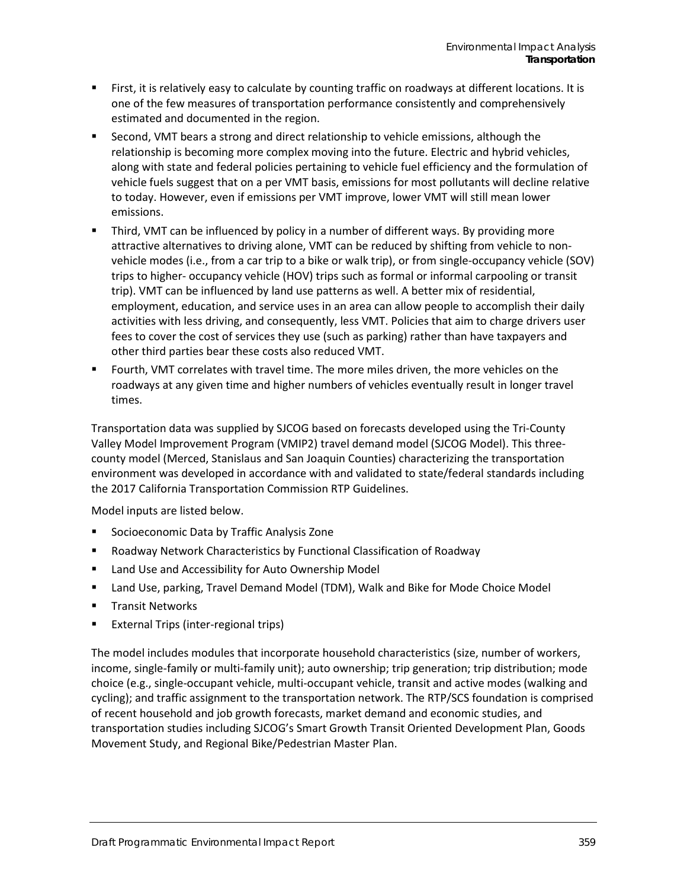- First, it is relatively easy to calculate by counting traffic on roadways at different locations. It is one of the few measures of transportation performance consistently and comprehensively estimated and documented in the region.
- Second, VMT bears a strong and direct relationship to vehicle emissions, although the relationship is becoming more complex moving into the future. Electric and hybrid vehicles, along with state and federal policies pertaining to vehicle fuel efficiency and the formulation of vehicle fuels suggest that on a per VMT basis, emissions for most pollutants will decline relative to today. However, even if emissions per VMT improve, lower VMT will still mean lower emissions.
- Third, VMT can be influenced by policy in a number of different ways. By providing more attractive alternatives to driving alone, VMT can be reduced by shifting from vehicle to non-vehicle modes (i.e., from a car trip to a bike or walk trip), or from single-occupancy vehicle (SOV) trips to higher- occupancy vehicle (HOV) trips such as formal or informal carpooling or transit trip). VMT can be influenced by land use patterns as well. A better mix of residential, employment, education, and service uses in an area can allow people to accomplish their daily activities with less driving, and consequently, less VMT. Policies that aim to charge drivers user fees to cover the cost of services they use (such as parking) rather than have taxpayers and other third parties bear these costs also reduced VMT.
- Fourth, VMT correlates with travel time. The more miles driven, the more vehicles on the roadways at any given time and higher numbers of vehicles eventually result in longer travel times.

Transportation data was supplied by SJCOG based on forecasts developed using the Tri-County Valley Model Improvement Program (VMIP2) travel demand model (SJCOG Model). This three-county model (Merced, Stanislaus and San Joaquin Counties) characterizing the transportation environment was developed in accordance with and validated to state/federal standards including the 2017 California Transportation Commission RTP Guidelines.

Model inputs are listed below.

- Socioeconomic Data by Traffic Analysis Zone
- Roadway Network Characteristics by Functional Classification of Roadway
- Land Use and Accessibility for Auto Ownership Model
- Land Use, parking, Travel Demand Model (TDM), Walk and Bike for Mode Choice Model
- Transit Networks
- External Trips (inter-regional trips)

The model includes modules that incorporate household characteristics (size, number of workers, income, single-family or multi-family unit); auto ownership; trip generation; trip distribution; mode choice (e.g., single-occupant vehicle, multi-occupant vehicle, transit and active modes (walking and cycling); and traffic assignment to the transportation network. The RTP/SCS foundation is comprised of recent household and job growth forecasts, market demand and economic studies, and transportation studies including SJCOG's Smart Growth Transit Oriented Development Plan, Goods Movement Study, and Regional Bike/Pedestrian Master Plan.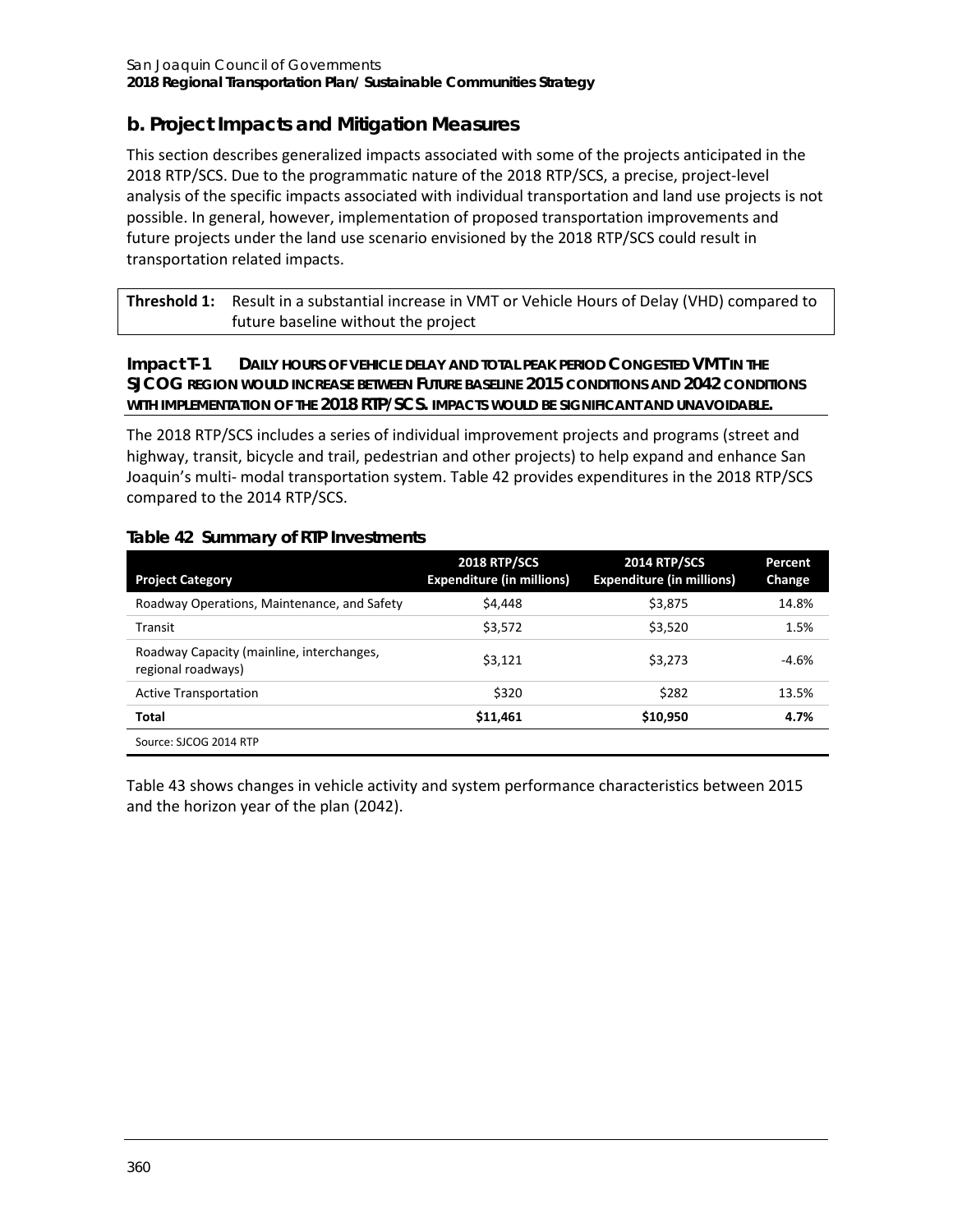## b. Project Impacts and Mitigation Measures

This section describes generalized impacts associated with some of the projects anticipated in the 2018 RTP/SCS. Due to the programmatic nature of the 2018 RTP/SCS, a precise, project-level analysis of the specific impacts associated with individual transportation and land use projects is not possible. In general, however, implementation of proposed transportation improvements and future projects under the land use scenario envisioned by the 2018 RTP/SCS could result in transportation related impacts.

| **Threshold 1:** | Result in a substantial increase in VMT or Vehicle Hours of Delay (VHD) compared to future baseline without the project |
|---|---|

**Impact T-1 DAILY HOURS OF VEHICLE DELAY AND TOTAL PEAK PERIOD CONGESTED VMT IN THE SJCOG REGION WOULD INCREASE BETWEEN FUTURE BASELINE 2015 CONDITIONS AND 2042 CONDITIONS WITH IMPLEMENTATION OF THE 2018 RTP/SCS. IMPACTS WOULD BE SIGNIFICANT AND UNAVOIDABLE.**

The 2018 RTP/SCS includes a series of individual improvement projects and programs (street and highway, transit, bicycle and trail, pedestrian and other projects) to help expand and enhance San Joaquin's multi- modal transportation system. Table 42 provides expenditures in the 2018 RTP/SCS compared to the 2014 RTP/SCS.

**Table 42 Summary of RTP Investments**

| Project Category | 2018 RTP/SCS Expenditure (in millions) | 2014 RTP/SCS Expenditure (in millions) | Percent Change |
|---|---|---|---|
| Roadway Operations, Maintenance, and Safety | $4,448 | $3,875 | 14.8% |
| Transit | $3,572 | $3,520 | 1.5% |
| Roadway Capacity (mainline, interchanges, regional roadways) | $3,121 | $3,273 | -4.6% |
| Active Transportation | $320 | $282 | 13.5% |
| **Total** | **$11,461** | **$10,950** | **4.7%** |

Source: SJCOG 2014 RTP

Table 43 shows changes in vehicle activity and system performance characteristics between 2015 and the horizon year of the plan (2042).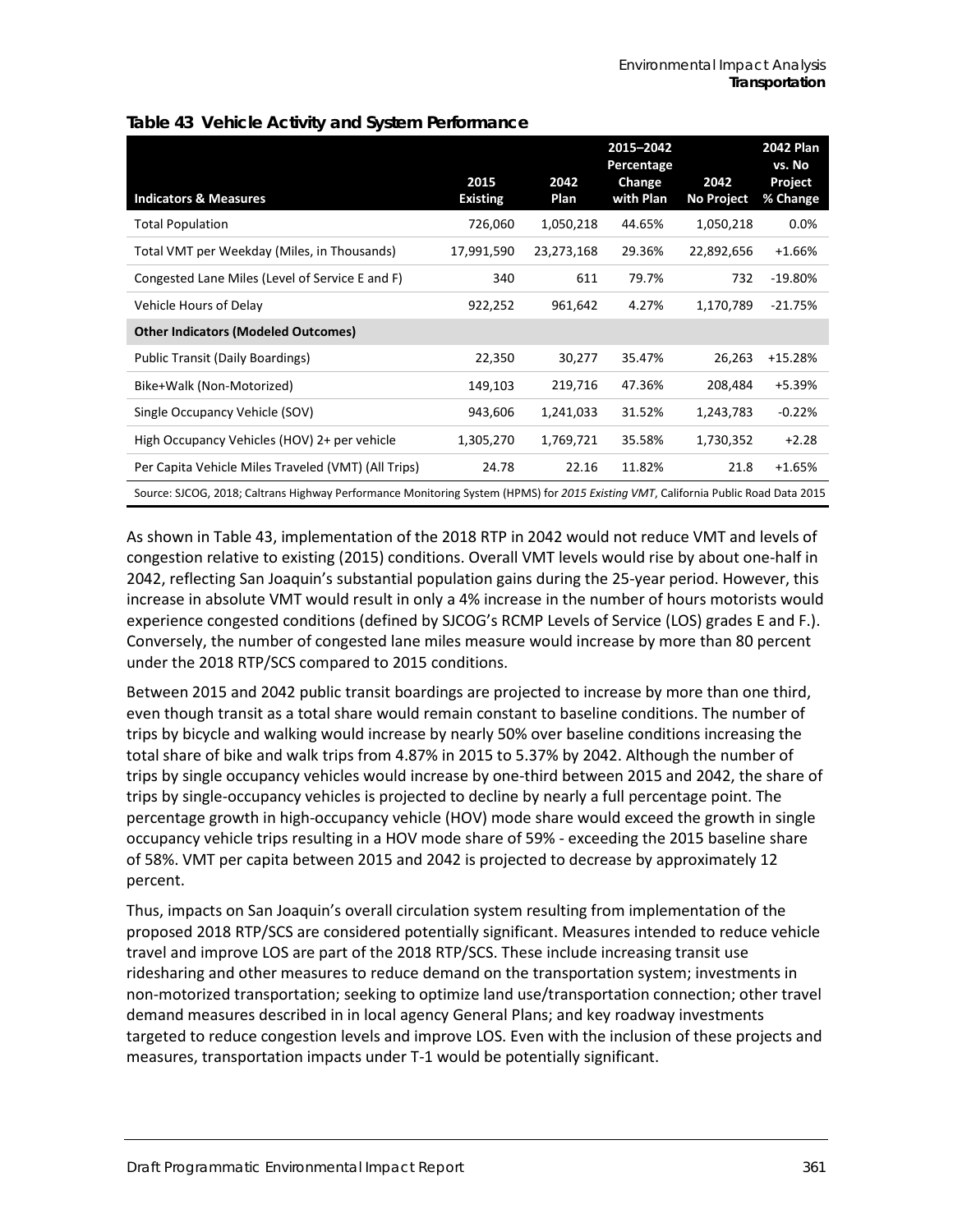**Table 43 Vehicle Activity and System Performance**

| Indicators & Measures | 2015 Existing | 2042 Plan | 2015–2042 Percentage Change with Plan | 2042 No Project | 2042 Plan vs. No Project % Change |
|---|---|---|---|---|---|
| Total Population | 726,060 | 1,050,218 | 44.65% | 1,050,218 | 0.0% |
| Total VMT per Weekday (Miles, in Thousands) | 17,991,590 | 23,273,168 | 29.36% | 22,892,656 | +1.66% |
| Congested Lane Miles (Level of Service E and F) | 340 | 611 | 79.7% | 732 | -19.80% |
| Vehicle Hours of Delay | 922,252 | 961,642 | 4.27% | 1,170,789 | -21.75% |
| **Other Indicators (Modeled Outcomes)** | | | | | |
| Public Transit (Daily Boardings) | 22,350 | 30,277 | 35.47% | 26,263 | +15.28% |
| Bike+Walk (Non-Motorized) | 149,103 | 219,716 | 47.36% | 208,484 | +5.39% |
| Single Occupancy Vehicle (SOV) | 943,606 | 1,241,033 | 31.52% | 1,243,783 | -0.22% |
| High Occupancy Vehicles (HOV) 2+ per vehicle | 1,305,270 | 1,769,721 | 35.58% | 1,730,352 | +2.28 |
| Per Capita Vehicle Miles Traveled (VMT) (All Trips) | 24.78 | 22.16 | 11.82% | 21.8 | +1.65% |

Source: SJCOG, 2018; Caltrans Highway Performance Monitoring System (HPMS) for *2015 Existing VMT*, California Public Road Data 2015

As shown in Table 43, implementation of the 2018 RTP in 2042 would not reduce VMT and levels of congestion relative to existing (2015) conditions. Overall VMT levels would rise by about one-half in 2042, reflecting San Joaquin's substantial population gains during the 25-year period. However, this increase in absolute VMT would result in only a 4% increase in the number of hours motorists would experience congested conditions (defined by SJCOG's RCMP Levels of Service (LOS) grades E and F.). Conversely, the number of congested lane miles measure would increase by more than 80 percent under the 2018 RTP/SCS compared to 2015 conditions.

Between 2015 and 2042 public transit boardings are projected to increase by more than one third, even though transit as a total share would remain constant to baseline conditions. The number of trips by bicycle and walking would increase by nearly 50% over baseline conditions increasing the total share of bike and walk trips from 4.87% in 2015 to 5.37% by 2042. Although the number of trips by single occupancy vehicles would increase by one-third between 2015 and 2042, the share of trips by single-occupancy vehicles is projected to decline by nearly a full percentage point. The percentage growth in high-occupancy vehicle (HOV) mode share would exceed the growth in single occupancy vehicle trips resulting in a HOV mode share of 59% - exceeding the 2015 baseline share of 58%. VMT per capita between 2015 and 2042 is projected to decrease by approximately 12 percent.

Thus, impacts on San Joaquin's overall circulation system resulting from implementation of the proposed 2018 RTP/SCS are considered potentially significant. Measures intended to reduce vehicle travel and improve LOS are part of the 2018 RTP/SCS. These include increasing transit use ridesharing and other measures to reduce demand on the transportation system; investments in non-motorized transportation; seeking to optimize land use/transportation connection; other travel demand measures described in in local agency General Plans; and key roadway investments targeted to reduce congestion levels and improve LOS. Even with the inclusion of these projects and measures, transportation impacts under T-1 would be potentially significant.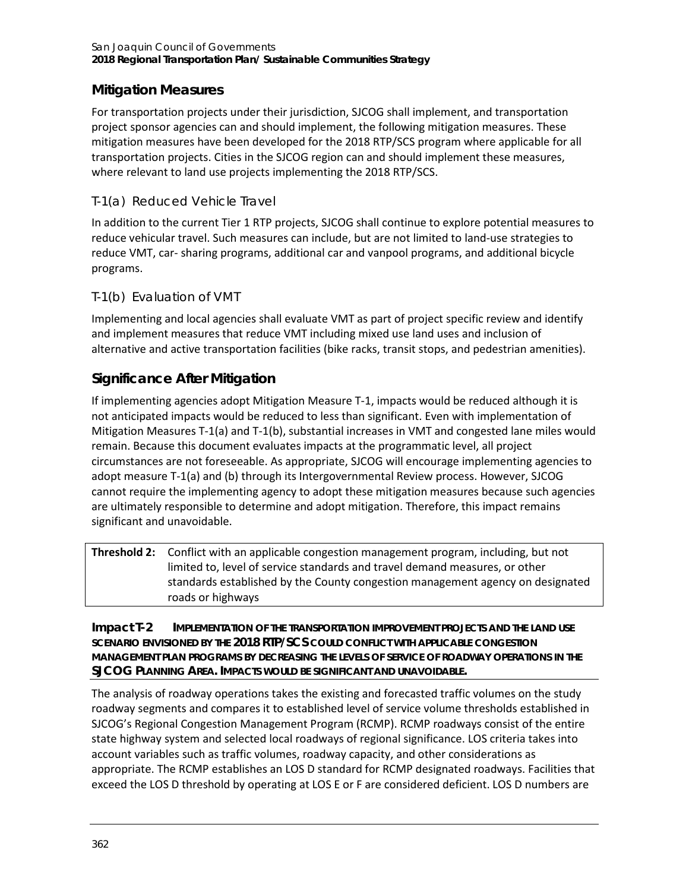## Mitigation Measures

For transportation projects under their jurisdiction, SJCOG shall implement, and transportation project sponsor agencies can and should implement, the following mitigation measures. These mitigation measures have been developed for the 2018 RTP/SCS program where applicable for all transportation projects. Cities in the SJCOG region can and should implement these measures, where relevant to land use projects implementing the 2018 RTP/SCS.

### T-1(a) Reduced Vehicle Travel

In addition to the current Tier 1 RTP projects, SJCOG shall continue to explore potential measures to reduce vehicular travel. Such measures can include, but are not limited to land-use strategies to reduce VMT, car- sharing programs, additional car and vanpool programs, and additional bicycle programs.

### T-1(b) Evaluation of VMT

Implementing and local agencies shall evaluate VMT as part of project specific review and identify and implement measures that reduce VMT including mixed use land uses and inclusion of alternative and active transportation facilities (bike racks, transit stops, and pedestrian amenities).

## Significance After Mitigation

If implementing agencies adopt Mitigation Measure T-1, impacts would be reduced although it is not anticipated impacts would be reduced to less than significant. Even with implementation of Mitigation Measures T-1(a) and T-1(b), substantial increases in VMT and congested lane miles would remain. Because this document evaluates impacts at the programmatic level, all project circumstances are not foreseeable. As appropriate, SJCOG will encourage implementing agencies to adopt measure T-1(a) and (b) through its Intergovernmental Review process. However, SJCOG cannot require the implementing agency to adopt these mitigation measures because such agencies are ultimately responsible to determine and adopt mitigation. Therefore, this impact remains significant and unavoidable.

| **Threshold 2:** | Conflict with an applicable congestion management program, including, but not limited to, level of service standards and travel demand measures, or other standards established by the County congestion management agency on designated roads or highways |
|---|---|

**Impact T-2 IMPLEMENTATION OF THE TRANSPORTATION IMPROVEMENT PROJECTS AND THE LAND USE SCENARIO ENVISIONED BY THE 2018 RTP/SCS COULD CONFLICT WITH APPLICABLE CONGESTION MANAGEMENT PLAN PROGRAMS BY DECREASING THE LEVELS OF SERVICE OF ROADWAY OPERATIONS IN THE SJCOG PLANNING AREA. IMPACTS WOULD BE SIGNIFICANT AND UNAVOIDABLE.**

The analysis of roadway operations takes the existing and forecasted traffic volumes on the study roadway segments and compares it to established level of service volume thresholds established in SJCOG's Regional Congestion Management Program (RCMP). RCMP roadways consist of the entire state highway system and selected local roadways of regional significance. LOS criteria takes into account variables such as traffic volumes, roadway capacity, and other considerations as appropriate. The RCMP establishes an LOS D standard for RCMP designated roadways. Facilities that exceed the LOS D threshold by operating at LOS E or F are considered deficient. LOS D numbers are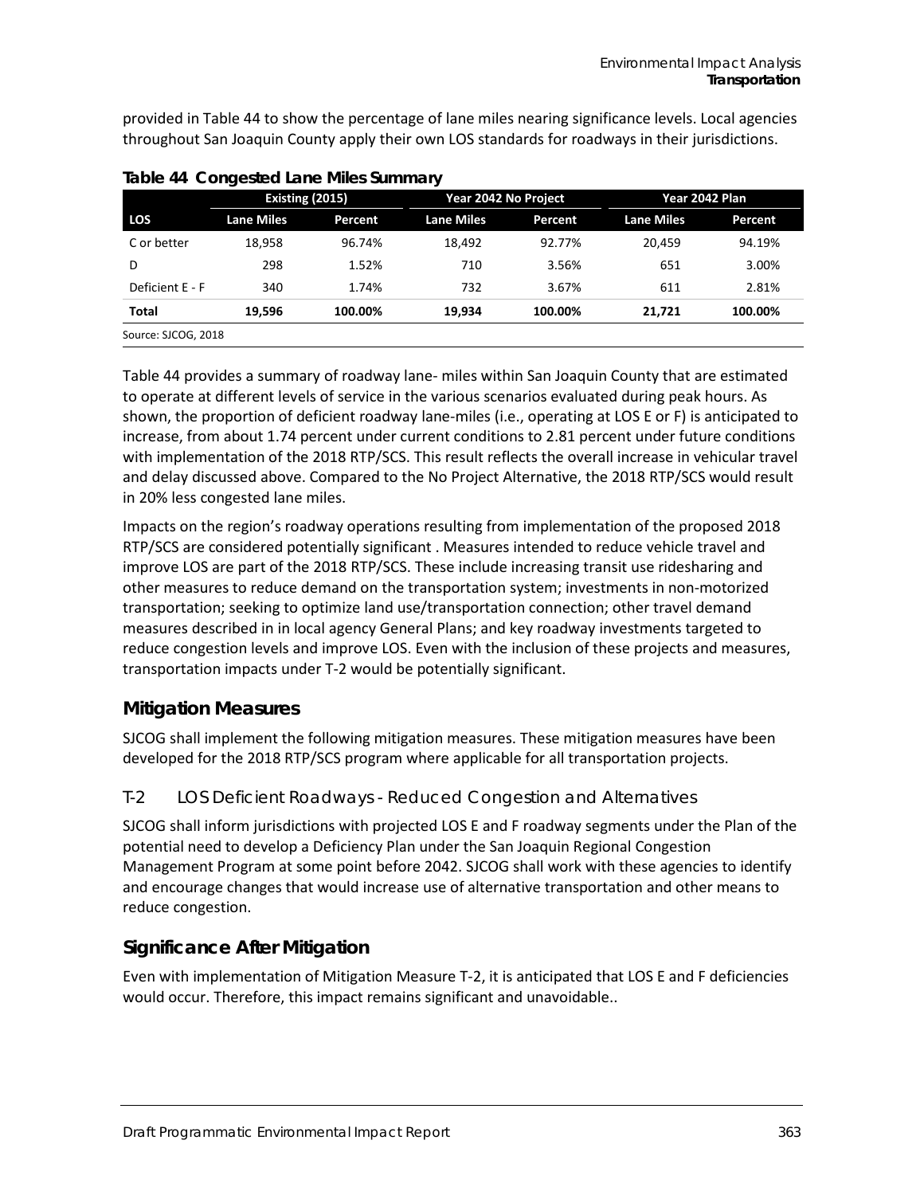provided in Table 44 to show the percentage of lane miles nearing significance levels. Local agencies throughout San Joaquin County apply their own LOS standards for roadways in their jurisdictions.

**Table 44 Congested Lane Miles Summary**

| | Existing (2015) | | Year 2042 No Project | | Year 2042 Plan | |
|---|---|---|---|---|---|---|
| **LOS** | **Lane Miles** | **Percent** | **Lane Miles** | **Percent** | **Lane Miles** | **Percent** |
| C or better | 18,958 | 96.74% | 18,492 | 92.77% | 20,459 | 94.19% |
| D | 298 | 1.52% | 710 | 3.56% | 651 | 3.00% |
| Deficient E - F | 340 | 1.74% | 732 | 3.67% | 611 | 2.81% |
| **Total** | **19,596** | **100.00%** | **19,934** | **100.00%** | **21,721** | **100.00%** |

Source: SJCOG, 2018

Table 44 provides a summary of roadway lane- miles within San Joaquin County that are estimated to operate at different levels of service in the various scenarios evaluated during peak hours. As shown, the proportion of deficient roadway lane-miles (i.e., operating at LOS E or F) is anticipated to increase, from about 1.74 percent under current conditions to 2.81 percent under future conditions with implementation of the 2018 RTP/SCS. This result reflects the overall increase in vehicular travel and delay discussed above. Compared to the No Project Alternative, the 2018 RTP/SCS would result in 20% less congested lane miles.

Impacts on the region's roadway operations resulting from implementation of the proposed 2018 RTP/SCS are considered potentially significant . Measures intended to reduce vehicle travel and improve LOS are part of the 2018 RTP/SCS. These include increasing transit use ridesharing and other measures to reduce demand on the transportation system; investments in non-motorized transportation; seeking to optimize land use/transportation connection; other travel demand measures described in in local agency General Plans; and key roadway investments targeted to reduce congestion levels and improve LOS. Even with the inclusion of these projects and measures, transportation impacts under T-2 would be potentially significant.

## Mitigation Measures

SJCOG shall implement the following mitigation measures. These mitigation measures have been developed for the 2018 RTP/SCS program where applicable for all transportation projects.

### T-2 LOS Deficient Roadways - Reduced Congestion and Alternatives

SJCOG shall inform jurisdictions with projected LOS E and F roadway segments under the Plan of the potential need to develop a Deficiency Plan under the San Joaquin Regional Congestion Management Program at some point before 2042. SJCOG shall work with these agencies to identify and encourage changes that would increase use of alternative transportation and other means to reduce congestion.

## Significance After Mitigation

Even with implementation of Mitigation Measure T-2, it is anticipated that LOS E and F deficiencies would occur. Therefore, this impact remains significant and unavoidable..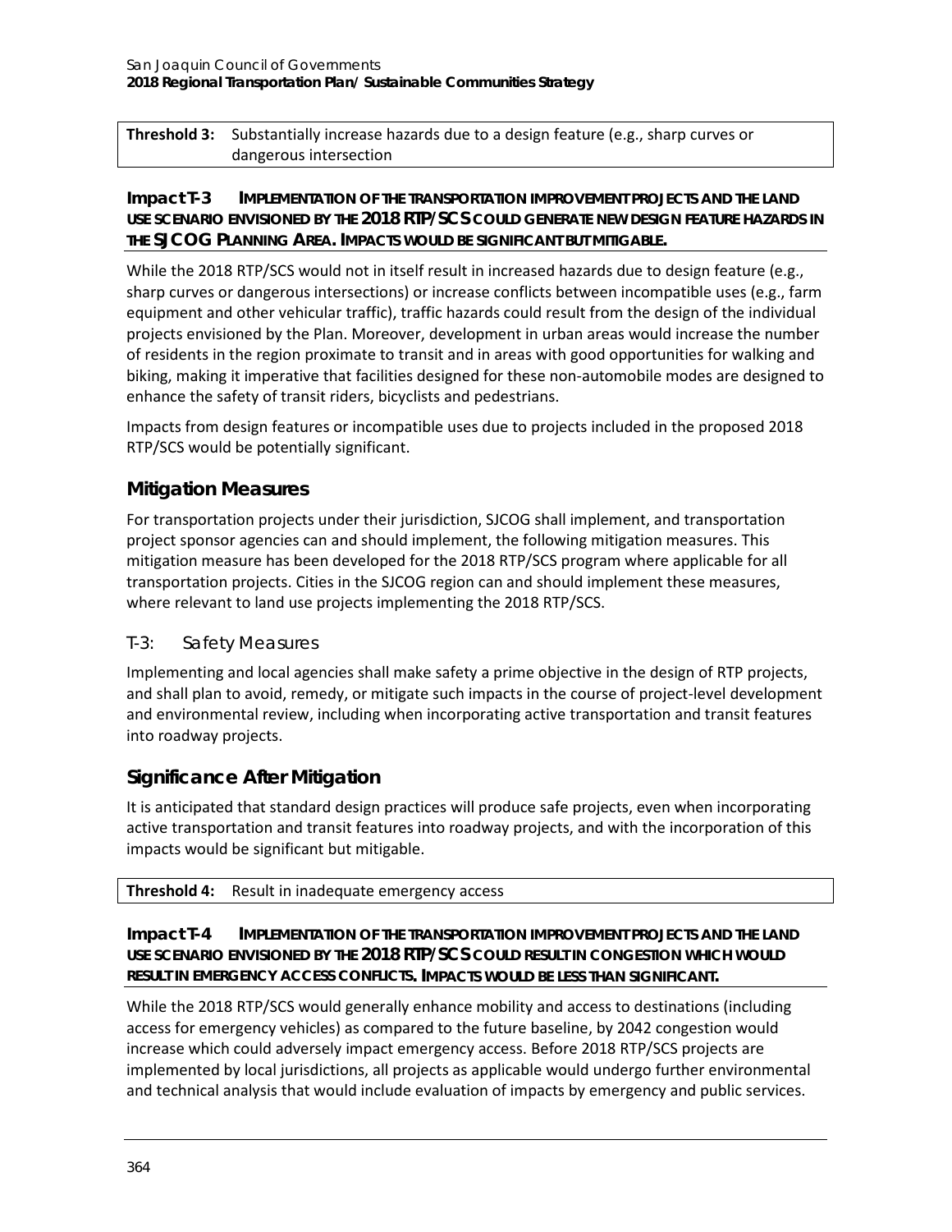| **Threshold 3:** | Substantially increase hazards due to a design feature (e.g., sharp curves or dangerous intersection |
|---|---|

### Impact T-3 IMPLEMENTATION OF THE TRANSPORTATION IMPROVEMENT PROJECTS AND THE LAND USE SCENARIO ENVISIONED BY THE 2018 RTP/SCS COULD GENERATE NEW DESIGN FEATURE HAZARDS IN THE SJCOG PLANNING AREA. IMPACTS WOULD BE SIGNIFICANT BUT MITIGABLE.

While the 2018 RTP/SCS would not in itself result in increased hazards due to design feature (e.g., sharp curves or dangerous intersections) or increase conflicts between incompatible uses (e.g., farm equipment and other vehicular traffic), traffic hazards could result from the design of the individual projects envisioned by the Plan. Moreover, development in urban areas would increase the number of residents in the region proximate to transit and in areas with good opportunities for walking and biking, making it imperative that facilities designed for these non-automobile modes are designed to enhance the safety of transit riders, bicyclists and pedestrians.

Impacts from design features or incompatible uses due to projects included in the proposed 2018 RTP/SCS would be potentially significant.

## Mitigation Measures

For transportation projects under their jurisdiction, SJCOG shall implement, and transportation project sponsor agencies can and should implement, the following mitigation measures. This mitigation measure has been developed for the 2018 RTP/SCS program where applicable for all transportation projects. Cities in the SJCOG region can and should implement these measures, where relevant to land use projects implementing the 2018 RTP/SCS.

### T-3: Safety Measures

Implementing and local agencies shall make safety a prime objective in the design of RTP projects, and shall plan to avoid, remedy, or mitigate such impacts in the course of project-level development and environmental review, including when incorporating active transportation and transit features into roadway projects.

## Significance After Mitigation

It is anticipated that standard design practices will produce safe projects, even when incorporating active transportation and transit features into roadway projects, and with the incorporation of this impacts would be significant but mitigable.

| **Threshold 4:** | Result in inadequate emergency access |
|---|---|

### Impact T-4 IMPLEMENTATION OF THE TRANSPORTATION IMPROVEMENT PROJECTS AND THE LAND USE SCENARIO ENVISIONED BY THE 2018 RTP/SCS COULD RESULT IN CONGESTION WHICH WOULD RESULT IN EMERGENCY ACCESS CONFLICTS. IMPACTS WOULD BE LESS THAN SIGNIFICANT.

While the 2018 RTP/SCS would generally enhance mobility and access to destinations (including access for emergency vehicles) as compared to the future baseline, by 2042 congestion would increase which could adversely impact emergency access. Before 2018 RTP/SCS projects are implemented by local jurisdictions, all projects as applicable would undergo further environmental and technical analysis that would include evaluation of impacts by emergency and public services.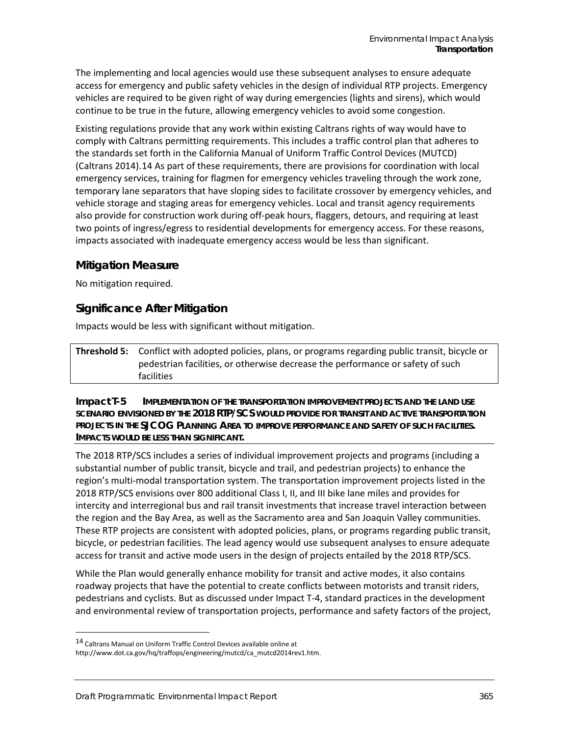The implementing and local agencies would use these subsequent analyses to ensure adequate access for emergency and public safety vehicles in the design of individual RTP projects. Emergency vehicles are required to be given right of way during emergencies (lights and sirens), which would continue to be true in the future, allowing emergency vehicles to avoid some congestion.

Existing regulations provide that any work within existing Caltrans rights of way would have to comply with Caltrans permitting requirements. This includes a traffic control plan that adheres to the standards set forth in the California Manual of Uniform Traffic Control Devices (MUTCD) (Caltrans 2014).[14] As part of these requirements, there are provisions for coordination with local emergency services, training for flagmen for emergency vehicles traveling through the work zone, temporary lane separators that have sloping sides to facilitate crossover by emergency vehicles, and vehicle storage and staging areas for emergency vehicles. Local and transit agency requirements also provide for construction work during off-peak hours, flaggers, detours, and requiring at least two points of ingress/egress to residential developments for emergency access. For these reasons, impacts associated with inadequate emergency access would be less than significant.

### Mitigation Measure

No mitigation required.

### Significance After Mitigation

Impacts would be less with significant without mitigation.

| **Threshold 5:** | Conflict with adopted policies, plans, or programs regarding public transit, bicycle or pedestrian facilities, or otherwise decrease the performance or safety of such facilities |
|---|---|

**Impact T-5 IMPLEMENTATION OF THE TRANSPORTATION IMPROVEMENT PROJECTS AND THE LAND USE SCENARIO ENVISIONED BY THE 2018 RTP/SCS WOULD PROVIDE FOR TRANSIT AND ACTIVE TRANSPORTATION PROJECTS IN THE SJCOG PLANNING AREA TO IMPROVE PERFORMANCE AND SAFETY OF SUCH FACILITIES. IMPACTS WOULD BE LESS THAN SIGNIFICANT.**

The 2018 RTP/SCS includes a series of individual improvement projects and programs (including a substantial number of public transit, bicycle and trail, and pedestrian projects) to enhance the region's multi-modal transportation system. The transportation improvement projects listed in the 2018 RTP/SCS envisions over 800 additional Class I, II, and III bike lane miles and provides for intercity and interregional bus and rail transit investments that increase travel interaction between the region and the Bay Area, as well as the Sacramento area and San Joaquin Valley communities. These RTP projects are consistent with adopted policies, plans, or programs regarding public transit, bicycle, or pedestrian facilities. The lead agency would use subsequent analyses to ensure adequate access for transit and active mode users in the design of projects entailed by the 2018 RTP/SCS.

While the Plan would generally enhance mobility for transit and active modes, it also contains roadway projects that have the potential to create conflicts between motorists and transit riders, pedestrians and cyclists. But as discussed under Impact T-4, standard practices in the development and environmental review of transportation projects, performance and safety factors of the project,

---

[14] Caltrans Manual on Uniform Traffic Control Devices available online at http://www.dot.ca.gov/hq/traffops/engineering/mutcd/ca_mutcd2014rev1.htm.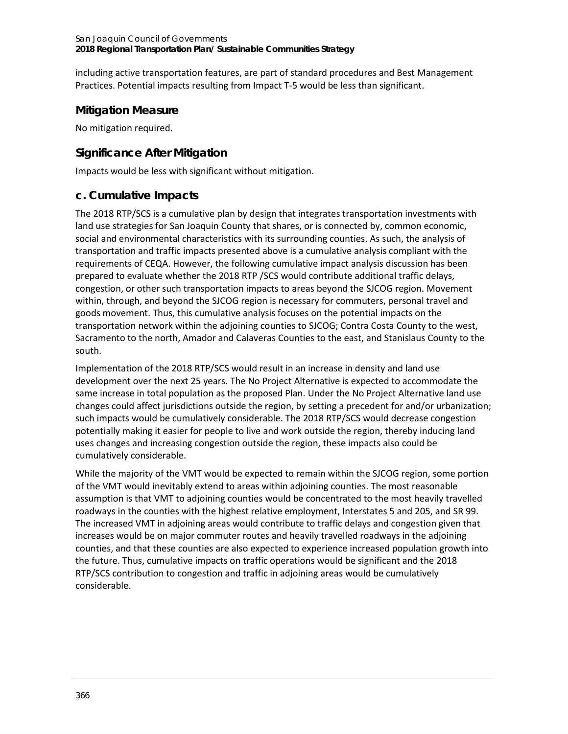including active transportation features, are part of standard procedures and Best Management Practices. Potential impacts resulting from Impact T-5 would be less than significant.

### Mitigation Measure

No mitigation required.

### Significance After Mitigation

Impacts would be less with significant without mitigation.

## c. Cumulative Impacts

The 2018 RTP/SCS is a cumulative plan by design that integrates transportation investments with land use strategies for San Joaquin County that shares, or is connected by, common economic, social and environmental characteristics with its surrounding counties. As such, the analysis of transportation and traffic impacts presented above is a cumulative analysis compliant with the requirements of CEQA. However, the following cumulative impact analysis discussion has been prepared to evaluate whether the 2018 RTP /SCS would contribute additional traffic delays, congestion, or other such transportation impacts to areas beyond the SJCOG region. Movement within, through, and beyond the SJCOG region is necessary for commuters, personal travel and goods movement. Thus, this cumulative analysis focuses on the potential impacts on the transportation network within the adjoining counties to SJCOG; Contra Costa County to the west, Sacramento to the north, Amador and Calaveras Counties to the east, and Stanislaus County to the south.

Implementation of the 2018 RTP/SCS would result in an increase in density and land use development over the next 25 years. The No Project Alternative is expected to accommodate the same increase in total population as the proposed Plan. Under the No Project Alternative land use changes could affect jurisdictions outside the region, by setting a precedent for and/or urbanization; such impacts would be cumulatively considerable. The 2018 RTP/SCS would decrease congestion potentially making it easier for people to live and work outside the region, thereby inducing land uses changes and increasing congestion outside the region, these impacts also could be cumulatively considerable.

While the majority of the VMT would be expected to remain within the SJCOG region, some portion of the VMT would inevitably extend to areas within adjoining counties. The most reasonable assumption is that VMT to adjoining counties would be concentrated to the most heavily travelled roadways in the counties with the highest relative employment, Interstates 5 and 205, and SR 99. The increased VMT in adjoining areas would contribute to traffic delays and congestion given that increases would be on major commuter routes and heavily travelled roadways in the adjoining counties, and that these counties are also expected to experience increased population growth into the future. Thus, cumulative impacts on traffic operations would be significant and the 2018 RTP/SCS contribution to congestion and traffic in adjoining areas would be cumulatively considerable.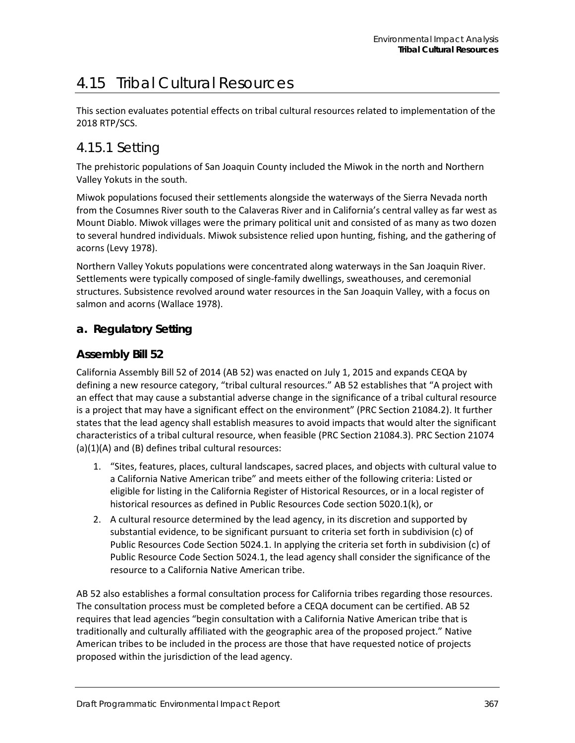# 4.15 Tribal Cultural Resources

This section evaluates potential effects on tribal cultural resources related to implementation of the 2018 RTP/SCS.

## 4.15.1 Setting

The prehistoric populations of San Joaquin County included the Miwok in the north and Northern Valley Yokuts in the south.

Miwok populations focused their settlements alongside the waterways of the Sierra Nevada north from the Cosumnes River south to the Calaveras River and in California's central valley as far west as Mount Diablo. Miwok villages were the primary political unit and consisted of as many as two dozen to several hundred individuals. Miwok subsistence relied upon hunting, fishing, and the gathering of acorns (Levy 1978).

Northern Valley Yokuts populations were concentrated along waterways in the San Joaquin River. Settlements were typically composed of single-family dwellings, sweathouses, and ceremonial structures. Subsistence revolved around water resources in the San Joaquin Valley, with a focus on salmon and acorns (Wallace 1978).

### a. Regulatory Setting

### Assembly Bill 52

California Assembly Bill 52 of 2014 (AB 52) was enacted on July 1, 2015 and expands CEQA by defining a new resource category, "tribal cultural resources." AB 52 establishes that "A project with an effect that may cause a substantial adverse change in the significance of a tribal cultural resource is a project that may have a significant effect on the environment" (PRC Section 21084.2). It further states that the lead agency shall establish measures to avoid impacts that would alter the significant characteristics of a tribal cultural resource, when feasible (PRC Section 21084.3). PRC Section 21074 (a)(1)(A) and (B) defines tribal cultural resources:

1. "Sites, features, places, cultural landscapes, sacred places, and objects with cultural value to a California Native American tribe" and meets either of the following criteria: Listed or eligible for listing in the California Register of Historical Resources, or in a local register of historical resources as defined in Public Resources Code section 5020.1(k), or
2. A cultural resource determined by the lead agency, in its discretion and supported by substantial evidence, to be significant pursuant to criteria set forth in subdivision (c) of Public Resources Code Section 5024.1. In applying the criteria set forth in subdivision (c) of Public Resource Code Section 5024.1, the lead agency shall consider the significance of the resource to a California Native American tribe.

AB 52 also establishes a formal consultation process for California tribes regarding those resources. The consultation process must be completed before a CEQA document can be certified. AB 52 requires that lead agencies "begin consultation with a California Native American tribe that is traditionally and culturally affiliated with the geographic area of the proposed project." Native American tribes to be included in the process are those that have requested notice of projects proposed within the jurisdiction of the lead agency.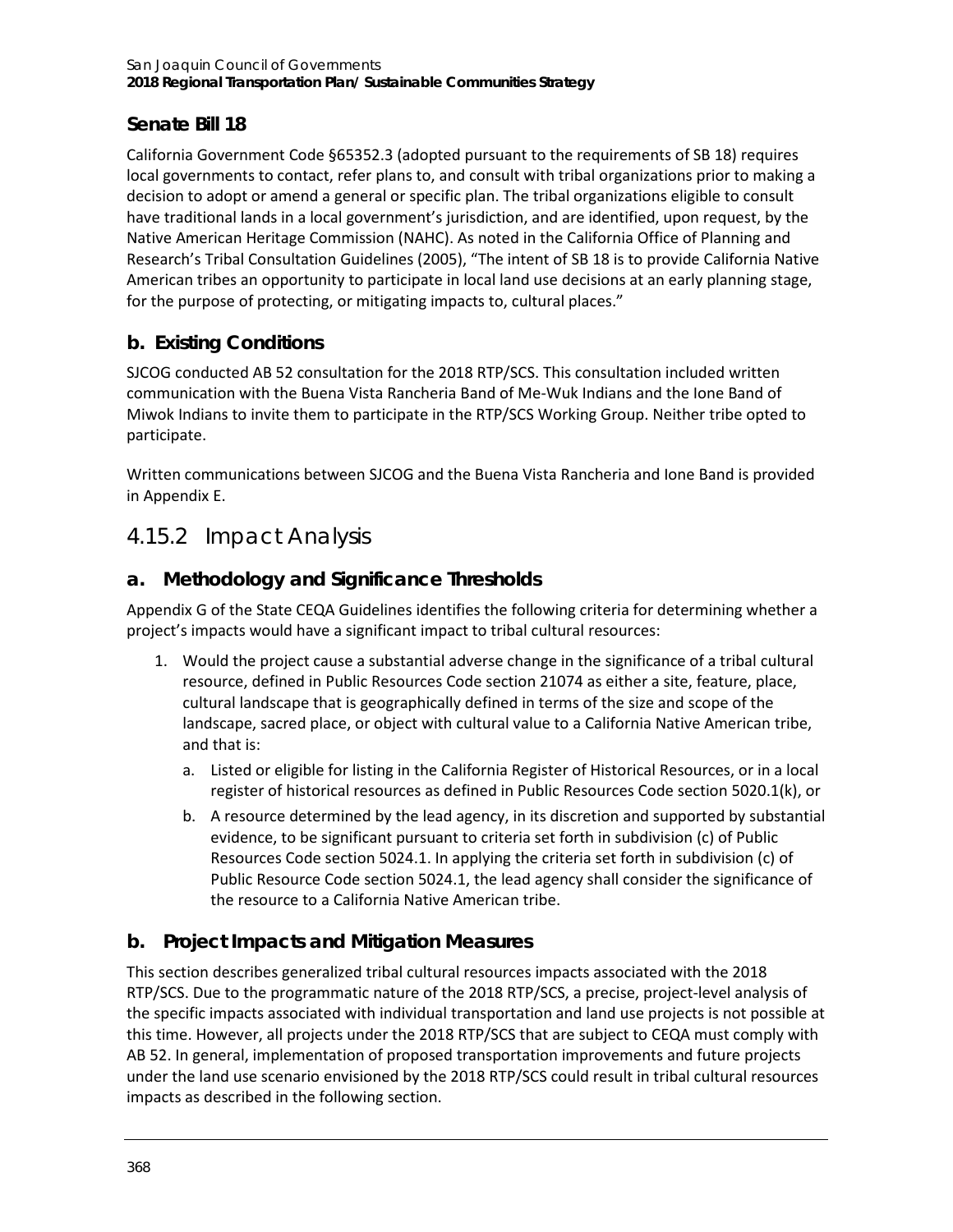### Senate Bill 18

California Government Code §65352.3 (adopted pursuant to the requirements of SB 18) requires local governments to contact, refer plans to, and consult with tribal organizations prior to making a decision to adopt or amend a general or specific plan. The tribal organizations eligible to consult have traditional lands in a local government's jurisdiction, and are identified, upon request, by the Native American Heritage Commission (NAHC). As noted in the California Office of Planning and Research's Tribal Consultation Guidelines (2005), "The intent of SB 18 is to provide California Native American tribes an opportunity to participate in local land use decisions at an early planning stage, for the purpose of protecting, or mitigating impacts to, cultural places."

## b. Existing Conditions

SJCOG conducted AB 52 consultation for the 2018 RTP/SCS. This consultation included written communication with the Buena Vista Rancheria Band of Me-Wuk Indians and the Ione Band of Miwok Indians to invite them to participate in the RTP/SCS Working Group. Neither tribe opted to participate.

Written communications between SJCOG and the Buena Vista Rancheria and Ione Band is provided in Appendix E.

# 4.15.2 Impact Analysis

## a. Methodology and Significance Thresholds

Appendix G of the State CEQA Guidelines identifies the following criteria for determining whether a project's impacts would have a significant impact to tribal cultural resources:

1. Would the project cause a substantial adverse change in the significance of a tribal cultural resource, defined in Public Resources Code section 21074 as either a site, feature, place, cultural landscape that is geographically defined in terms of the size and scope of the landscape, sacred place, or object with cultural value to a California Native American tribe, and that is:
   a. Listed or eligible for listing in the California Register of Historical Resources, or in a local register of historical resources as defined in Public Resources Code section 5020.1(k), or
   b. A resource determined by the lead agency, in its discretion and supported by substantial evidence, to be significant pursuant to criteria set forth in subdivision (c) of Public Resources Code section 5024.1. In applying the criteria set forth in subdivision (c) of Public Resource Code section 5024.1, the lead agency shall consider the significance of the resource to a California Native American tribe.

## b. Project Impacts and Mitigation Measures

This section describes generalized tribal cultural resources impacts associated with the 2018 RTP/SCS. Due to the programmatic nature of the 2018 RTP/SCS, a precise, project-level analysis of the specific impacts associated with individual transportation and land use projects is not possible at this time. However, all projects under the 2018 RTP/SCS that are subject to CEQA must comply with AB 52. In general, implementation of proposed transportation improvements and future projects under the land use scenario envisioned by the 2018 RTP/SCS could result in tribal cultural resources impacts as described in the following section.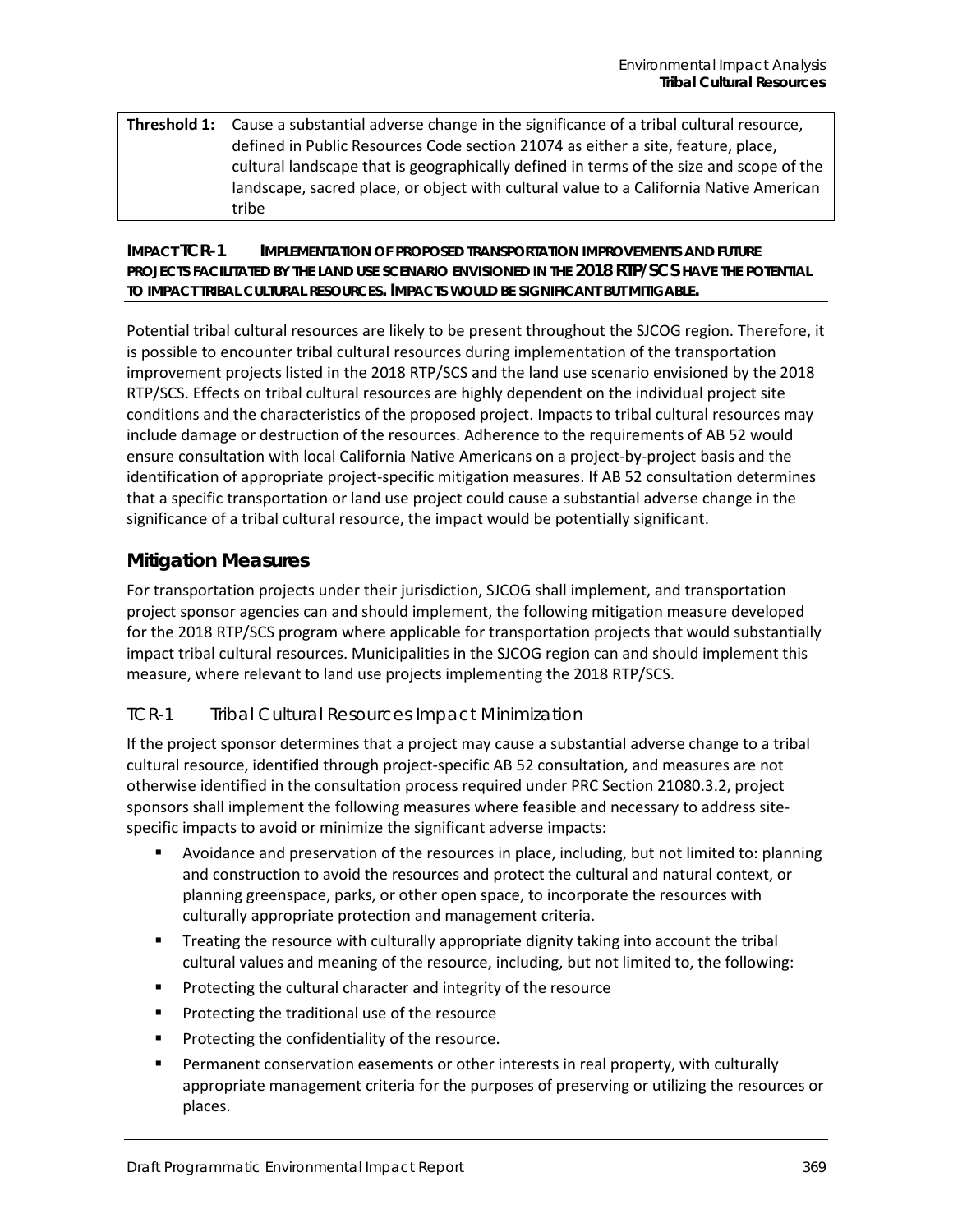| Threshold 1: | Cause a substantial adverse change in the significance of a tribal cultural resource, defined in Public Resources Code section 21074 as either a site, feature, place, cultural landscape that is geographically defined in terms of the size and scope of the landscape, sacred place, or object with cultural value to a California Native American tribe |
|---|---|

**IMPACT TCR-1 IMPLEMENTATION OF PROPOSED TRANSPORTATION IMPROVEMENTS AND FUTURE PROJECTS FACILITATED BY THE LAND USE SCENARIO ENVISIONED IN THE 2018 RTP/SCS HAVE THE POTENTIAL TO IMPACT TRIBAL CULTURAL RESOURCES. IMPACTS WOULD BE SIGNIFICANT BUT MITIGABLE.**

Potential tribal cultural resources are likely to be present throughout the SJCOG region. Therefore, it is possible to encounter tribal cultural resources during implementation of the transportation improvement projects listed in the 2018 RTP/SCS and the land use scenario envisioned by the 2018 RTP/SCS. Effects on tribal cultural resources are highly dependent on the individual project site conditions and the characteristics of the proposed project. Impacts to tribal cultural resources may include damage or destruction of the resources. Adherence to the requirements of AB 52 would ensure consultation with local California Native Americans on a project-by-project basis and the identification of appropriate project-specific mitigation measures. If AB 52 consultation determines that a specific transportation or land use project could cause a substantial adverse change in the significance of a tribal cultural resource, the impact would be potentially significant.

## Mitigation Measures

For transportation projects under their jurisdiction, SJCOG shall implement, and transportation project sponsor agencies can and should implement, the following mitigation measure developed for the 2018 RTP/SCS program where applicable for transportation projects that would substantially impact tribal cultural resources. Municipalities in the SJCOG region can and should implement this measure, where relevant to land use projects implementing the 2018 RTP/SCS.

### TCR-1 Tribal Cultural Resources Impact Minimization

If the project sponsor determines that a project may cause a substantial adverse change to a tribal cultural resource, identified through project-specific AB 52 consultation, and measures are not otherwise identified in the consultation process required under PRC Section 21080.3.2, project sponsors shall implement the following measures where feasible and necessary to address site-specific impacts to avoid or minimize the significant adverse impacts:

- Avoidance and preservation of the resources in place, including, but not limited to: planning and construction to avoid the resources and protect the cultural and natural context, or planning greenspace, parks, or other open space, to incorporate the resources with culturally appropriate protection and management criteria.
- Treating the resource with culturally appropriate dignity taking into account the tribal cultural values and meaning of the resource, including, but not limited to, the following:
- Protecting the cultural character and integrity of the resource
- Protecting the traditional use of the resource
- Protecting the confidentiality of the resource.
- Permanent conservation easements or other interests in real property, with culturally appropriate management criteria for the purposes of preserving or utilizing the resources or places.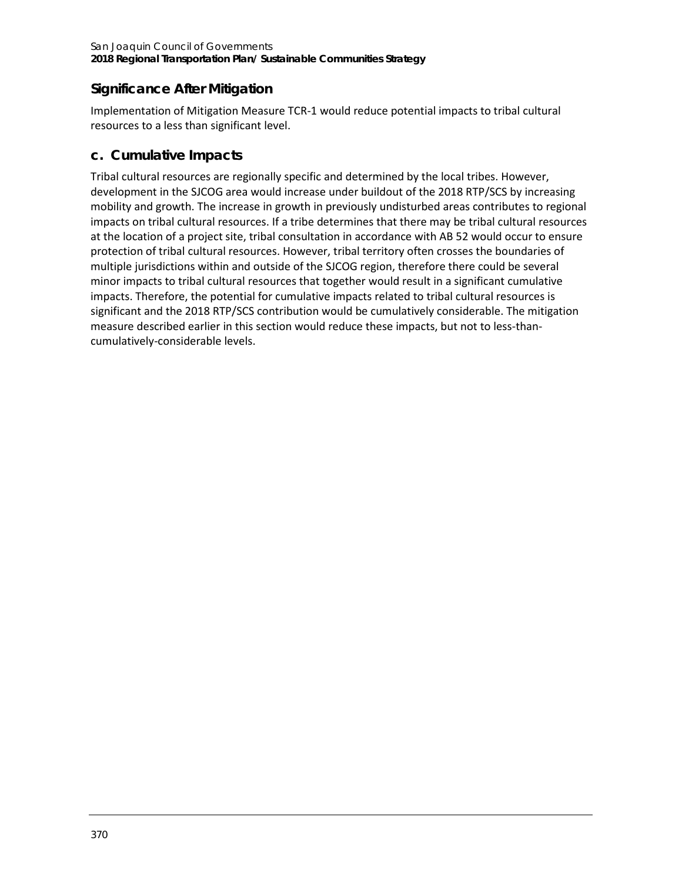### Significance After Mitigation

Implementation of Mitigation Measure TCR-1 would reduce potential impacts to tribal cultural resources to a less than significant level.

## c. Cumulative Impacts

Tribal cultural resources are regionally specific and determined by the local tribes. However, development in the SJCOG area would increase under buildout of the 2018 RTP/SCS by increasing mobility and growth. The increase in growth in previously undisturbed areas contributes to regional impacts on tribal cultural resources. If a tribe determines that there may be tribal cultural resources at the location of a project site, tribal consultation in accordance with AB 52 would occur to ensure protection of tribal cultural resources. However, tribal territory often crosses the boundaries of multiple jurisdictions within and outside of the SJCOG region, therefore there could be several minor impacts to tribal cultural resources that together would result in a significant cumulative impacts. Therefore, the potential for cumulative impacts related to tribal cultural resources is significant and the 2018 RTP/SCS contribution would be cumulatively considerable. The mitigation measure described earlier in this section would reduce these impacts, but not to less-than-cumulatively-considerable levels.